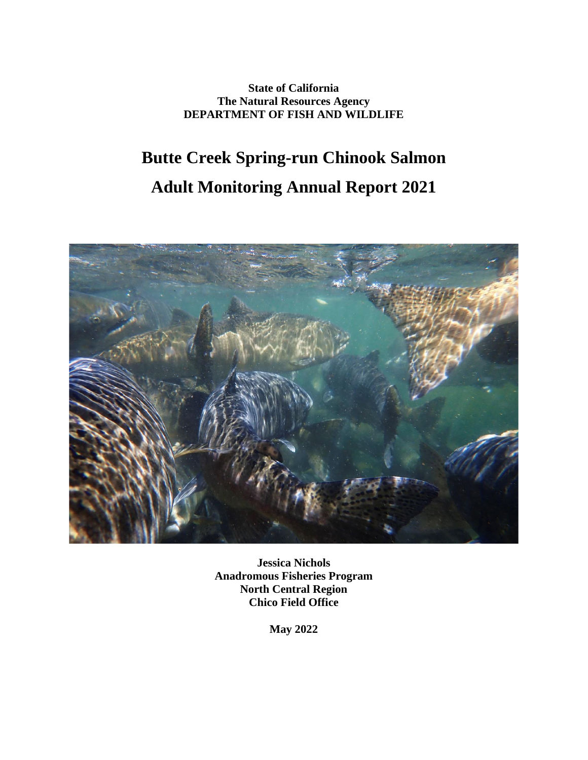**State of California**
**The Natural Resources Agency**
**DEPARTMENT OF FISH AND WILDLIFE**

# Butte Creek Spring-run Chinook Salmon Adult Monitoring Annual Report 2021

**Jessica Nichols**
**Anadromous Fisheries Program**
**North Central Region**
**Chico Field Office**

**May 2022**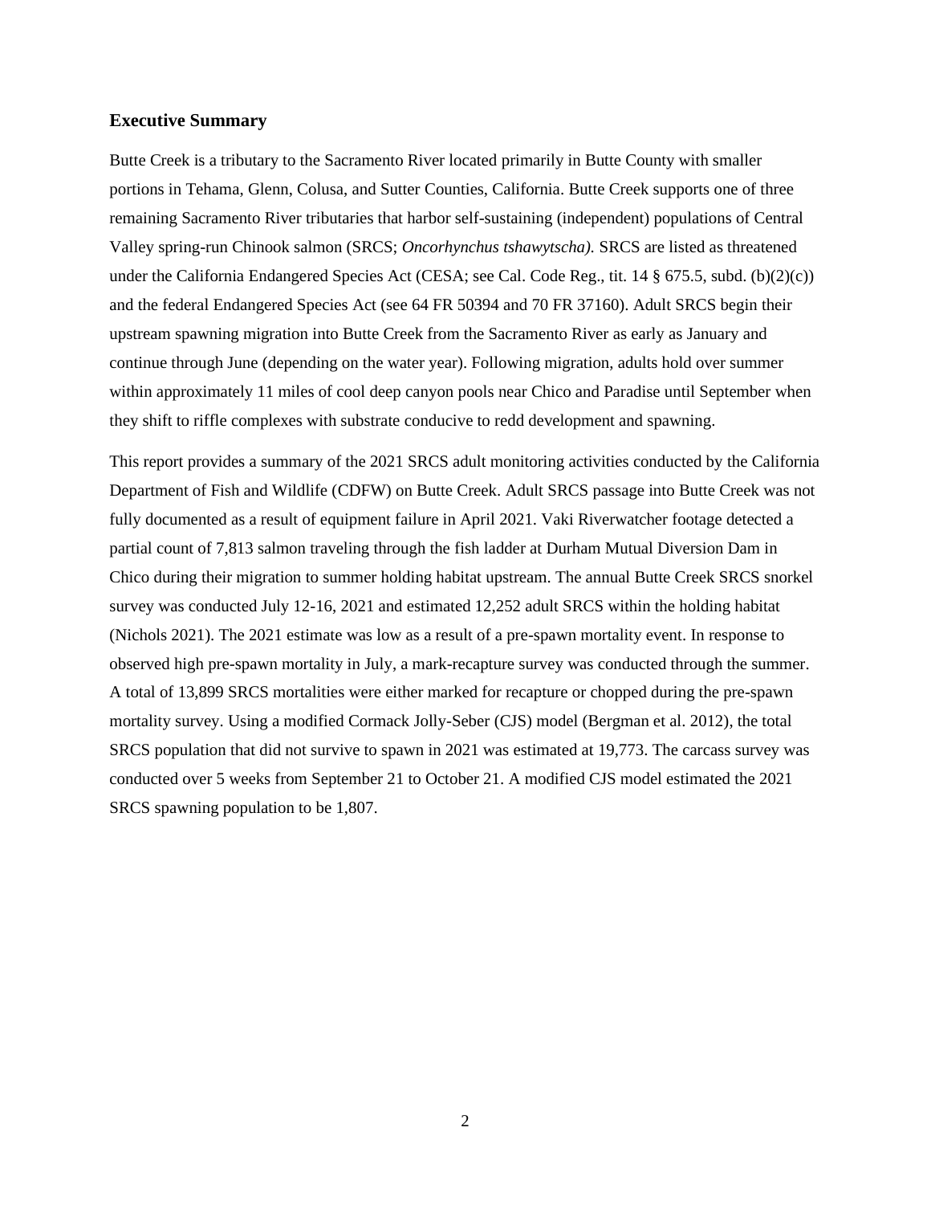## Executive Summary

Butte Creek is a tributary to the Sacramento River located primarily in Butte County with smaller portions in Tehama, Glenn, Colusa, and Sutter Counties, California. Butte Creek supports one of three remaining Sacramento River tributaries that harbor self-sustaining (independent) populations of Central Valley spring-run Chinook salmon (SRCS; *Oncorhynchus tshawytscha).* SRCS are listed as threatened under the California Endangered Species Act (CESA; see Cal. Code Reg., tit. 14 § 675.5, subd. (b)(2)(c)) and the federal Endangered Species Act (see 64 FR 50394 and 70 FR 37160). Adult SRCS begin their upstream spawning migration into Butte Creek from the Sacramento River as early as January and continue through June (depending on the water year). Following migration, adults hold over summer within approximately 11 miles of cool deep canyon pools near Chico and Paradise until September when they shift to riffle complexes with substrate conducive to redd development and spawning.

This report provides a summary of the 2021 SRCS adult monitoring activities conducted by the California Department of Fish and Wildlife (CDFW) on Butte Creek. Adult SRCS passage into Butte Creek was not fully documented as a result of equipment failure in April 2021. Vaki Riverwatcher footage detected a partial count of 7,813 salmon traveling through the fish ladder at Durham Mutual Diversion Dam in Chico during their migration to summer holding habitat upstream. The annual Butte Creek SRCS snorkel survey was conducted July 12-16, 2021 and estimated 12,252 adult SRCS within the holding habitat (Nichols 2021). The 2021 estimate was low as a result of a pre-spawn mortality event. In response to observed high pre-spawn mortality in July, a mark-recapture survey was conducted through the summer. A total of 13,899 SRCS mortalities were either marked for recapture or chopped during the pre-spawn mortality survey. Using a modified Cormack Jolly-Seber (CJS) model (Bergman et al. 2012), the total SRCS population that did not survive to spawn in 2021 was estimated at 19,773. The carcass survey was conducted over 5 weeks from September 21 to October 21. A modified CJS model estimated the 2021 SRCS spawning population to be 1,807.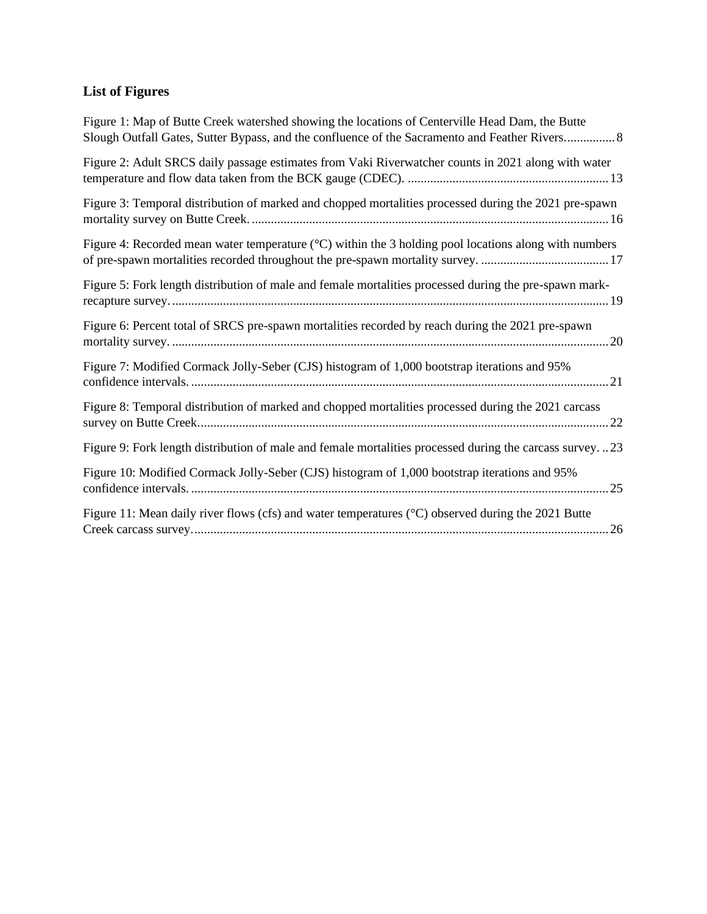### List of Figures

Figure 1: Map of Butte Creek watershed showing the locations of Centerville Head Dam, the Butte Slough Outfall Gates, Sutter Bypass, and the confluence of the Sacramento and Feather Rivers................ 8

Figure 2: Adult SRCS daily passage estimates from Vaki Riverwatcher counts in 2021 along with water temperature and flow data taken from the BCK gauge (CDEC). ............................................................... 13

Figure 3: Temporal distribution of marked and chopped mortalities processed during the 2021 pre-spawn mortality survey on Butte Creek. ................................................................................................................ 16

Figure 4: Recorded mean water temperature (°C) within the 3 holding pool locations along with numbers of pre-spawn mortalities recorded throughout the pre-spawn mortality survey. ........................................ 17

Figure 5: Fork length distribution of male and female mortalities processed during the pre-spawn mark-recapture survey. ......................................................................................................................................... 19

Figure 6: Percent total of SRCS pre-spawn mortalities recorded by reach during the 2021 pre-spawn mortality survey. ......................................................................................................................................... 20

Figure 7: Modified Cormack Jolly-Seber (CJS) histogram of 1,000 bootstrap iterations and 95% confidence intervals. ................................................................................................................................... 21

Figure 8: Temporal distribution of marked and chopped mortalities processed during the 2021 carcass survey on Butte Creek................................................................................................................................. 22

Figure 9: Fork length distribution of male and female mortalities processed during the carcass survey. .. 23

Figure 10: Modified Cormack Jolly-Seber (CJS) histogram of 1,000 bootstrap iterations and 95% confidence intervals. ................................................................................................................................... 25

Figure 11: Mean daily river flows (cfs) and water temperatures (°C) observed during the 2021 Butte Creek carcass survey.................................................................................................................................. 26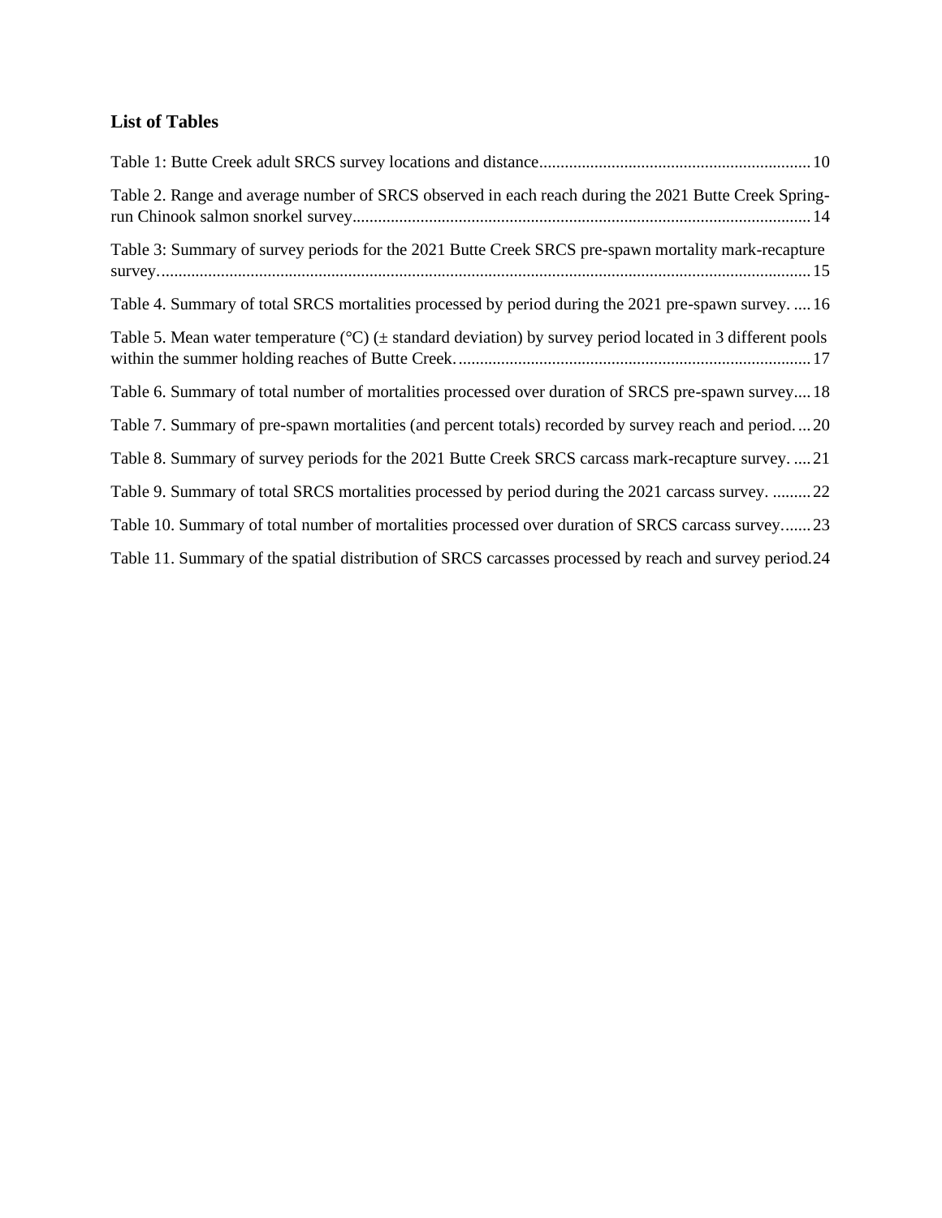## List of Tables

Table 1: Butte Creek adult SRCS survey locations and distance ... 10

Table 2. Range and average number of SRCS observed in each reach during the 2021 Butte Creek Spring-run Chinook salmon snorkel survey ... 14

Table 3: Summary of survey periods for the 2021 Butte Creek SRCS pre-spawn mortality mark-recapture survey. ... 15

Table 4. Summary of total SRCS mortalities processed by period during the 2021 pre-spawn survey. ... 16

Table 5. Mean water temperature (°C) (± standard deviation) by survey period located in 3 different pools within the summer holding reaches of Butte Creek. ... 17

Table 6. Summary of total number of mortalities processed over duration of SRCS pre-spawn survey ... 18

Table 7. Summary of pre-spawn mortalities (and percent totals) recorded by survey reach and period. ... 20

Table 8. Summary of survey periods for the 2021 Butte Creek SRCS carcass mark-recapture survey. ... 21

Table 9. Summary of total SRCS mortalities processed by period during the 2021 carcass survey. ... 22

Table 10. Summary of total number of mortalities processed over duration of SRCS carcass survey ... 23

Table 11. Summary of the spatial distribution of SRCS carcasses processed by reach and survey period. 24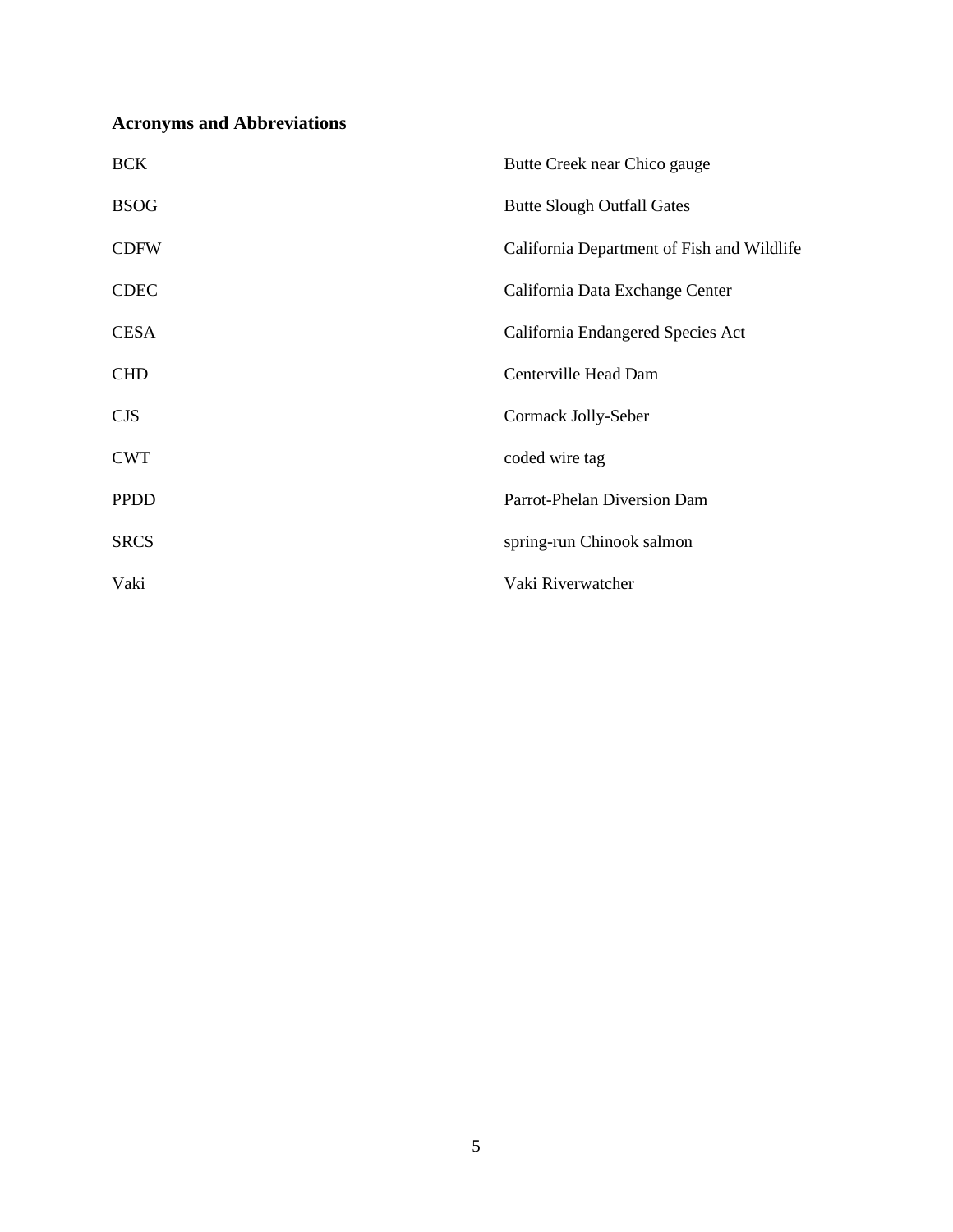## Acronyms and Abbreviations

| | |
|---|---|
| BCK | Butte Creek near Chico gauge |
| BSOG | Butte Slough Outfall Gates |
| CDFW | California Department of Fish and Wildlife |
| CDEC | California Data Exchange Center |
| CESA | California Endangered Species Act |
| CHD | Centerville Head Dam |
| CJS | Cormack Jolly-Seber |
| CWT | coded wire tag |
| PPDD | Parrot-Phelan Diversion Dam |
| SRCS | spring-run Chinook salmon |
| Vaki | Vaki Riverwatcher |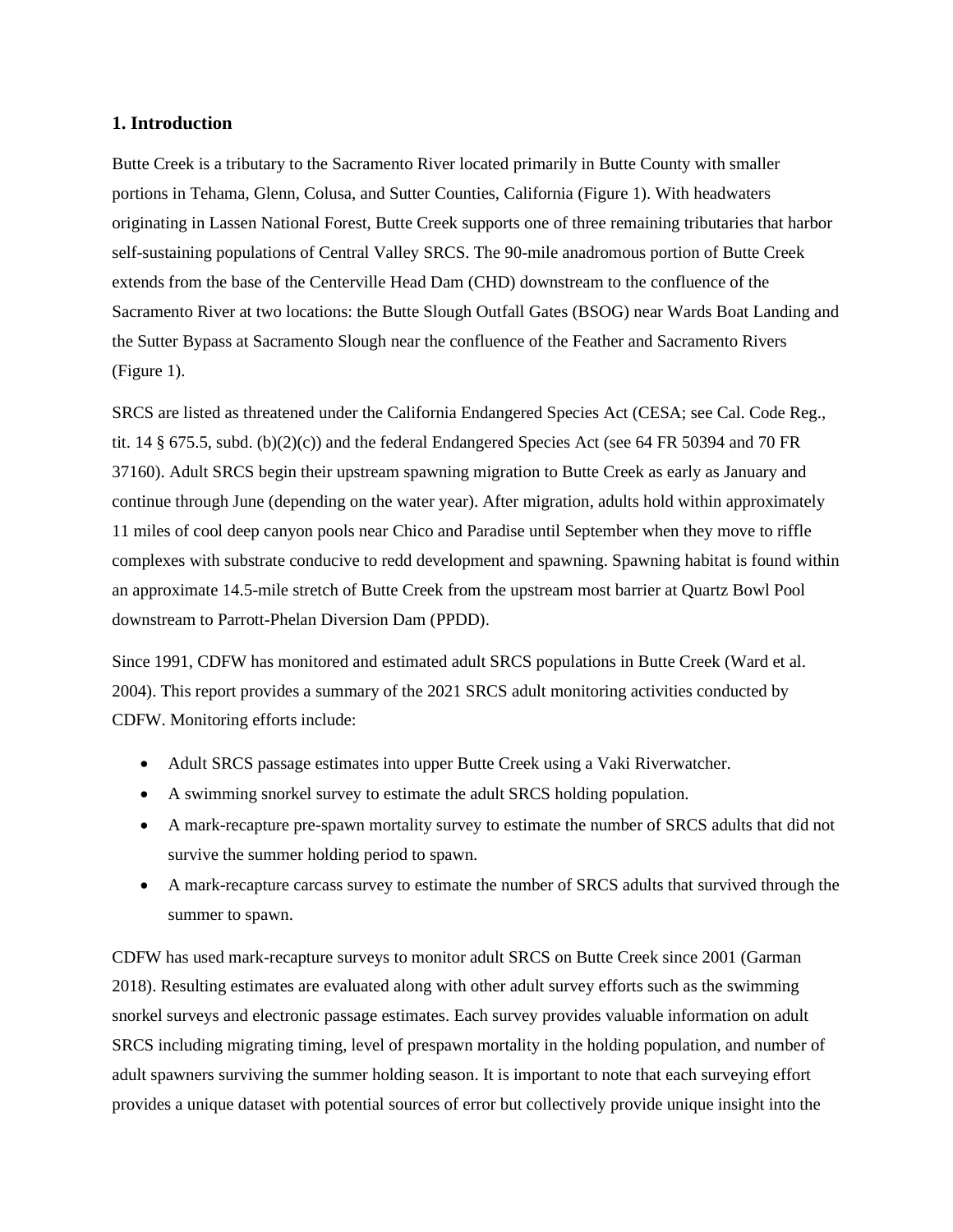## 1. Introduction

Butte Creek is a tributary to the Sacramento River located primarily in Butte County with smaller portions in Tehama, Glenn, Colusa, and Sutter Counties, California (Figure 1). With headwaters originating in Lassen National Forest, Butte Creek supports one of three remaining tributaries that harbor self-sustaining populations of Central Valley SRCS. The 90-mile anadromous portion of Butte Creek extends from the base of the Centerville Head Dam (CHD) downstream to the confluence of the Sacramento River at two locations: the Butte Slough Outfall Gates (BSOG) near Wards Boat Landing and the Sutter Bypass at Sacramento Slough near the confluence of the Feather and Sacramento Rivers (Figure 1).

SRCS are listed as threatened under the California Endangered Species Act (CESA; see Cal. Code Reg., tit. 14 § 675.5, subd. (b)(2)(c)) and the federal Endangered Species Act (see 64 FR 50394 and 70 FR 37160). Adult SRCS begin their upstream spawning migration to Butte Creek as early as January and continue through June (depending on the water year). After migration, adults hold within approximately 11 miles of cool deep canyon pools near Chico and Paradise until September when they move to riffle complexes with substrate conducive to redd development and spawning. Spawning habitat is found within an approximate 14.5-mile stretch of Butte Creek from the upstream most barrier at Quartz Bowl Pool downstream to Parrott-Phelan Diversion Dam (PPDD).

Since 1991, CDFW has monitored and estimated adult SRCS populations in Butte Creek (Ward et al. 2004). This report provides a summary of the 2021 SRCS adult monitoring activities conducted by CDFW. Monitoring efforts include:

- Adult SRCS passage estimates into upper Butte Creek using a Vaki Riverwatcher.
- A swimming snorkel survey to estimate the adult SRCS holding population.
- A mark-recapture pre-spawn mortality survey to estimate the number of SRCS adults that did not survive the summer holding period to spawn.
- A mark-recapture carcass survey to estimate the number of SRCS adults that survived through the summer to spawn.

CDFW has used mark-recapture surveys to monitor adult SRCS on Butte Creek since 2001 (Garman 2018). Resulting estimates are evaluated along with other adult survey efforts such as the swimming snorkel surveys and electronic passage estimates. Each survey provides valuable information on adult SRCS including migrating timing, level of prespawn mortality in the holding population, and number of adult spawners surviving the summer holding season. It is important to note that each surveying effort provides a unique dataset with potential sources of error but collectively provide unique insight into the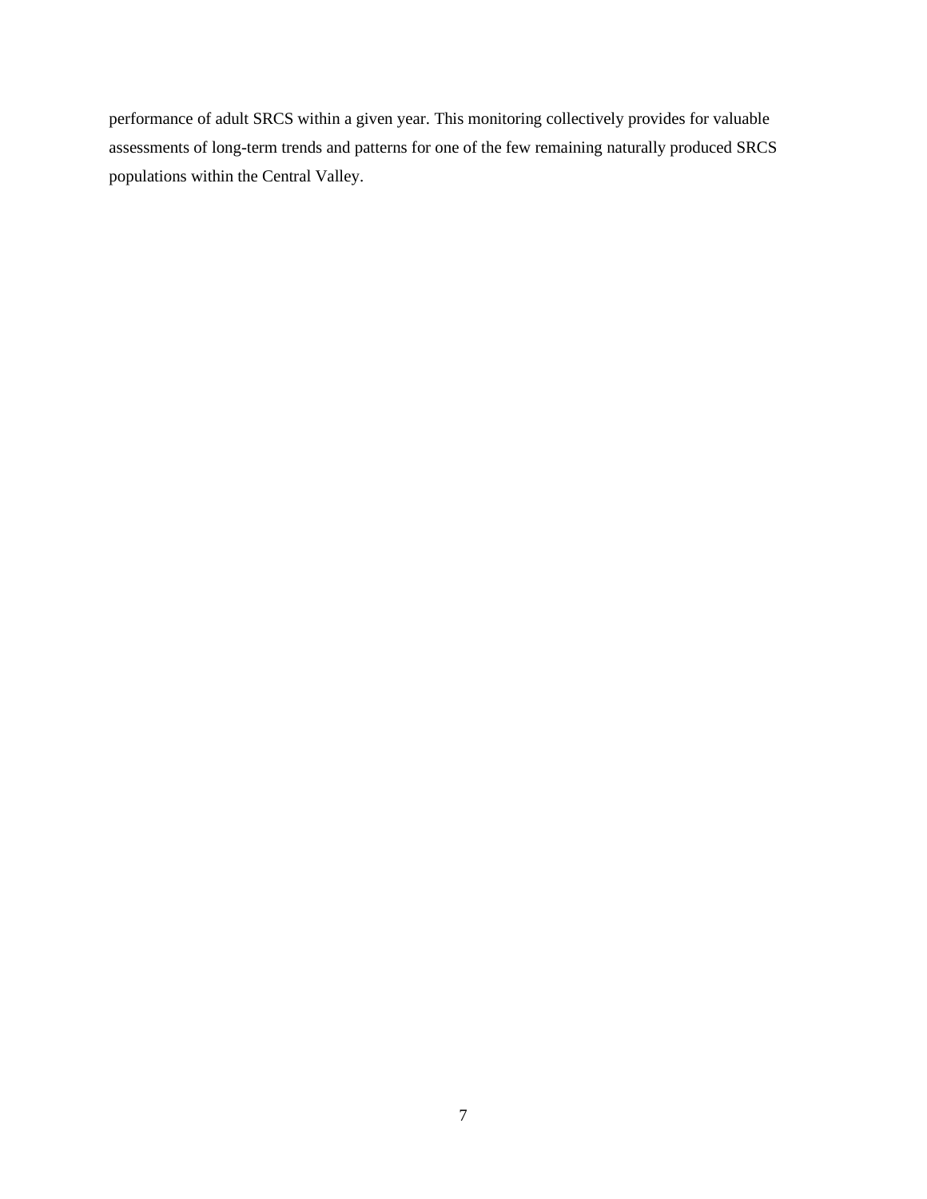performance of adult SRCS within a given year. This monitoring collectively provides for valuable assessments of long-term trends and patterns for one of the few remaining naturally produced SRCS populations within the Central Valley.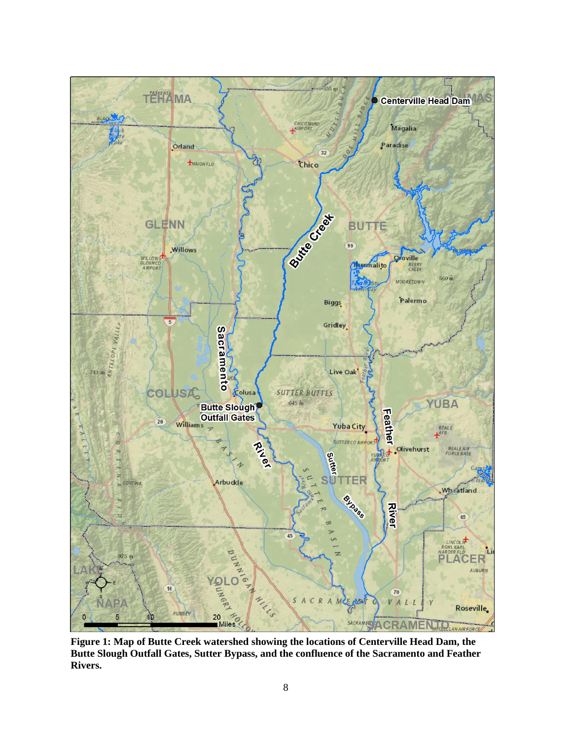**Figure 1: Map of Butte Creek watershed showing the locations of Centerville Head Dam, the Butte Slough Outfall Gates, Sutter Bypass, and the confluence of the Sacramento and Feather Rivers.**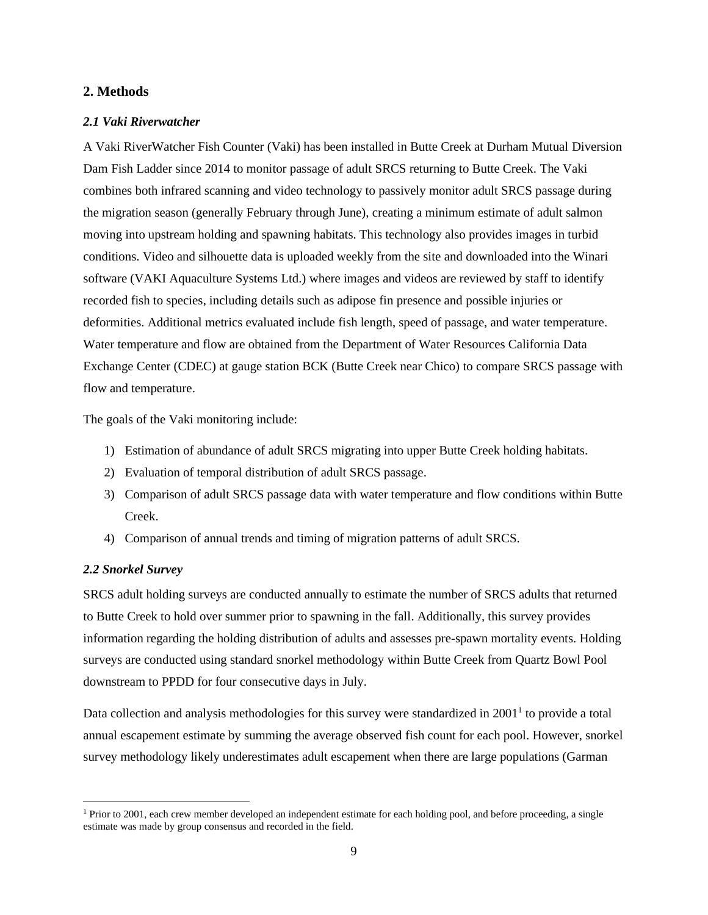## 2. Methods

### *2.1 Vaki Riverwatcher*

A Vaki RiverWatcher Fish Counter (Vaki) has been installed in Butte Creek at Durham Mutual Diversion Dam Fish Ladder since 2014 to monitor passage of adult SRCS returning to Butte Creek. The Vaki combines both infrared scanning and video technology to passively monitor adult SRCS passage during the migration season (generally February through June), creating a minimum estimate of adult salmon moving into upstream holding and spawning habitats. This technology also provides images in turbid conditions. Video and silhouette data is uploaded weekly from the site and downloaded into the Winari software (VAKI Aquaculture Systems Ltd.) where images and videos are reviewed by staff to identify recorded fish to species, including details such as adipose fin presence and possible injuries or deformities. Additional metrics evaluated include fish length, speed of passage, and water temperature. Water temperature and flow are obtained from the Department of Water Resources California Data Exchange Center (CDEC) at gauge station BCK (Butte Creek near Chico) to compare SRCS passage with flow and temperature.

The goals of the Vaki monitoring include:

1) Estimation of abundance of adult SRCS migrating into upper Butte Creek holding habitats.
2) Evaluation of temporal distribution of adult SRCS passage.
3) Comparison of adult SRCS passage data with water temperature and flow conditions within Butte Creek.
4) Comparison of annual trends and timing of migration patterns of adult SRCS.

### *2.2 Snorkel Survey*

SRCS adult holding surveys are conducted annually to estimate the number of SRCS adults that returned to Butte Creek to hold over summer prior to spawning in the fall. Additionally, this survey provides information regarding the holding distribution of adults and assesses pre-spawn mortality events. Holding surveys are conducted using standard snorkel methodology within Butte Creek from Quartz Bowl Pool downstream to PPDD for four consecutive days in July.

Data collection and analysis methodologies for this survey were standardized in 2001[1] to provide a total annual escapement estimate by summing the average observed fish count for each pool. However, snorkel survey methodology likely underestimates adult escapement when there are large populations (Garman

[1] Prior to 2001, each crew member developed an independent estimate for each holding pool, and before proceeding, a single estimate was made by group consensus and recorded in the field.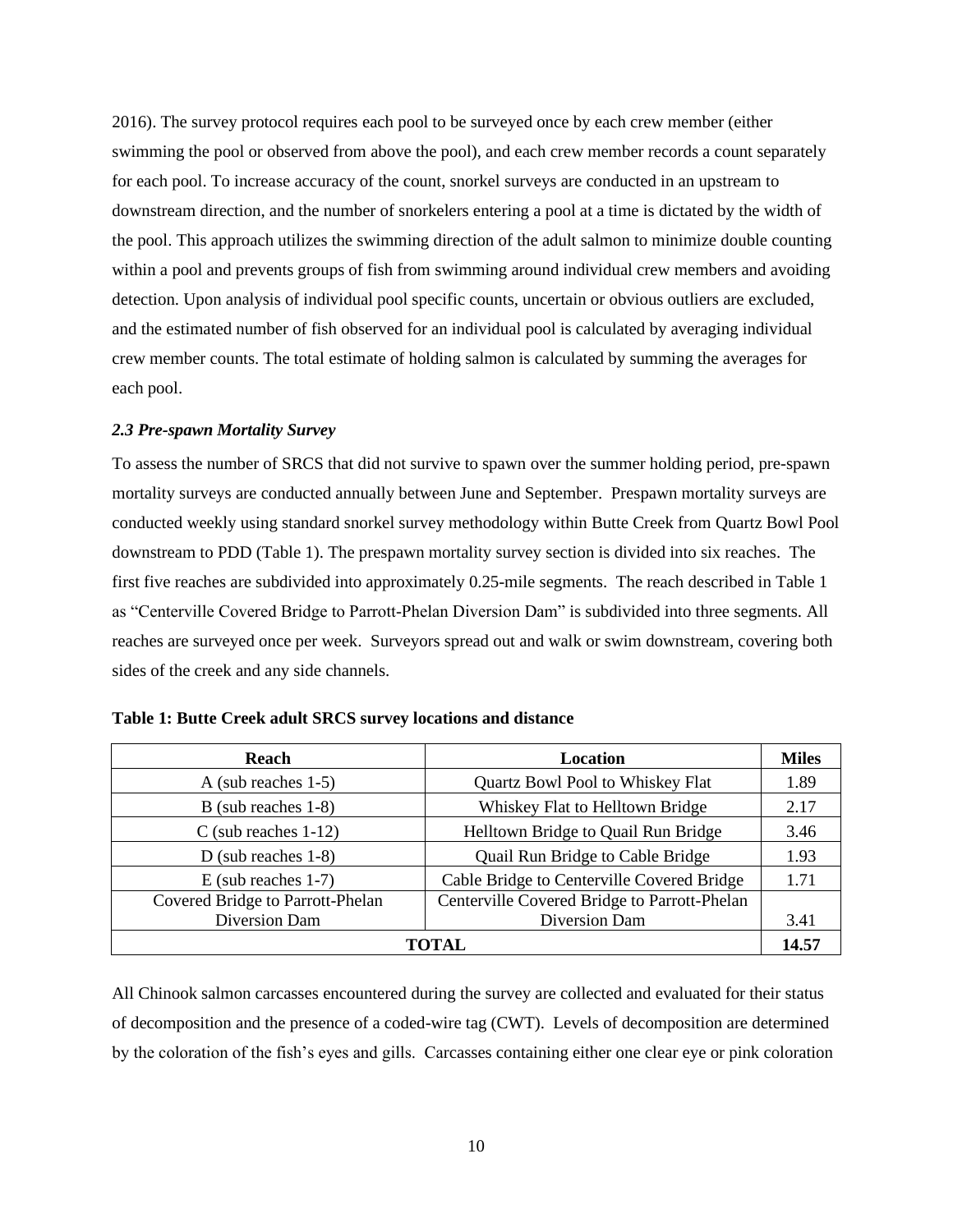2016). The survey protocol requires each pool to be surveyed once by each crew member (either swimming the pool or observed from above the pool), and each crew member records a count separately for each pool. To increase accuracy of the count, snorkel surveys are conducted in an upstream to downstream direction, and the number of snorkelers entering a pool at a time is dictated by the width of the pool. This approach utilizes the swimming direction of the adult salmon to minimize double counting within a pool and prevents groups of fish from swimming around individual crew members and avoiding detection. Upon analysis of individual pool specific counts, uncertain or obvious outliers are excluded, and the estimated number of fish observed for an individual pool is calculated by averaging individual crew member counts. The total estimate of holding salmon is calculated by summing the averages for each pool.

### *2.3 Pre-spawn Mortality Survey*

To assess the number of SRCS that did not survive to spawn over the summer holding period, pre-spawn mortality surveys are conducted annually between June and September. Prespawn mortality surveys are conducted weekly using standard snorkel survey methodology within Butte Creek from Quartz Bowl Pool downstream to PDD (Table 1). The prespawn mortality survey section is divided into six reaches. The first five reaches are subdivided into approximately 0.25-mile segments. The reach described in Table 1 as "Centerville Covered Bridge to Parrott-Phelan Diversion Dam" is subdivided into three segments. All reaches are surveyed once per week. Surveyors spread out and walk or swim downstream, covering both sides of the creek and any side channels.

**Table 1: Butte Creek adult SRCS survey locations and distance**

| Reach | Location | Miles |
|---|---|---|
| A (sub reaches 1-5) | Quartz Bowl Pool to Whiskey Flat | 1.89 |
| B (sub reaches 1-8) | Whiskey Flat to Helltown Bridge | 2.17 |
| C (sub reaches 1-12) | Helltown Bridge to Quail Run Bridge | 3.46 |
| D (sub reaches 1-8) | Quail Run Bridge to Cable Bridge | 1.93 |
| E (sub reaches 1-7) | Cable Bridge to Centerville Covered Bridge | 1.71 |
| Covered Bridge to Parrott-Phelan Diversion Dam | Centerville Covered Bridge to Parrott-Phelan Diversion Dam | 3.41 |
| **TOTAL** | | **14.57** |

All Chinook salmon carcasses encountered during the survey are collected and evaluated for their status of decomposition and the presence of a coded-wire tag (CWT). Levels of decomposition are determined by the coloration of the fish's eyes and gills. Carcasses containing either one clear eye or pink coloration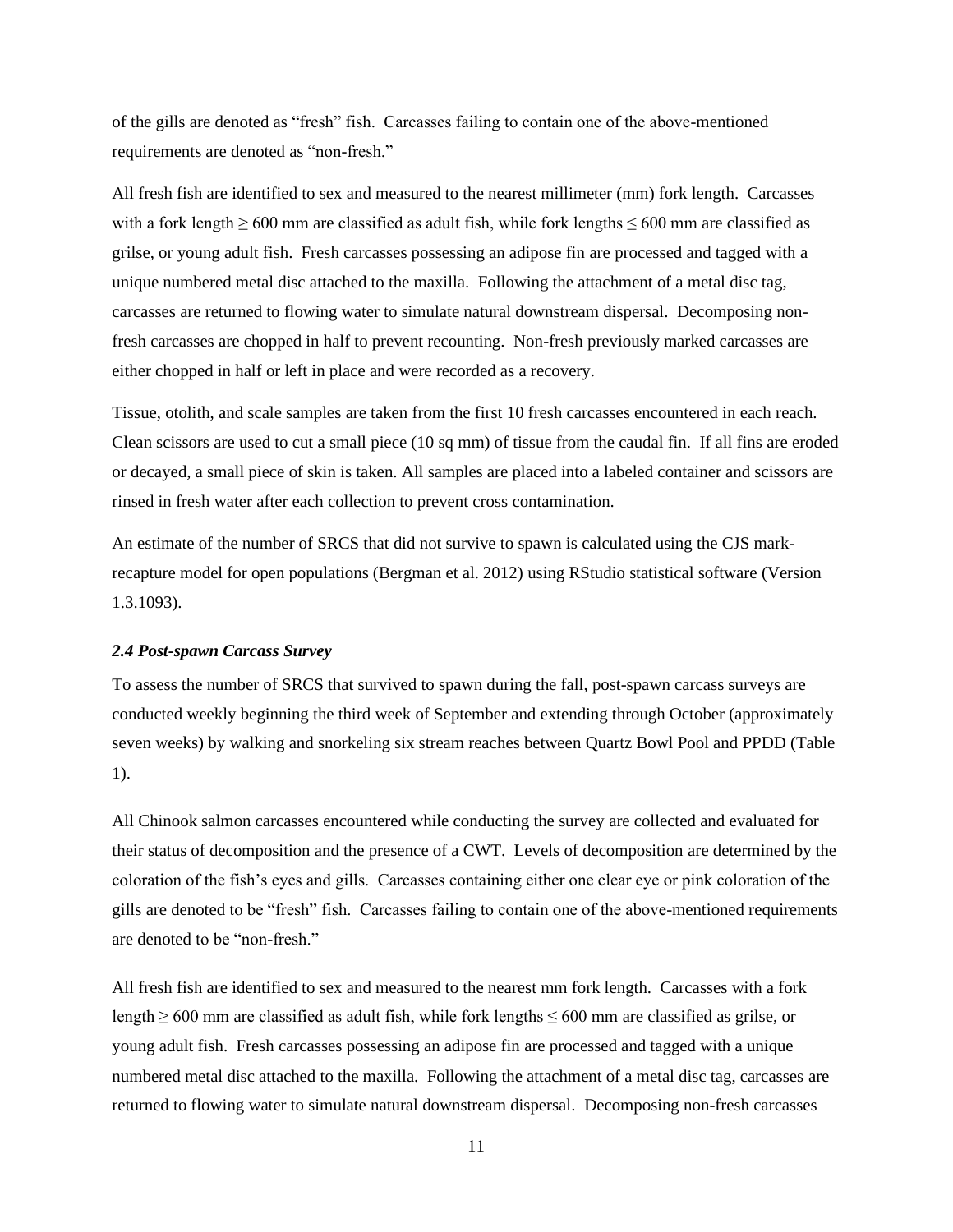of the gills are denoted as "fresh" fish. Carcasses failing to contain one of the above-mentioned requirements are denoted as "non-fresh."

All fresh fish are identified to sex and measured to the nearest millimeter (mm) fork length. Carcasses with a fork length $\geq$ 600 mm are classified as adult fish, while fork lengths $\leq$ 600 mm are classified as grilse, or young adult fish. Fresh carcasses possessing an adipose fin are processed and tagged with a unique numbered metal disc attached to the maxilla. Following the attachment of a metal disc tag, carcasses are returned to flowing water to simulate natural downstream dispersal. Decomposing non-fresh carcasses are chopped in half to prevent recounting. Non-fresh previously marked carcasses are either chopped in half or left in place and were recorded as a recovery.

Tissue, otolith, and scale samples are taken from the first 10 fresh carcasses encountered in each reach. Clean scissors are used to cut a small piece (10 sq mm) of tissue from the caudal fin. If all fins are eroded or decayed, a small piece of skin is taken. All samples are placed into a labeled container and scissors are rinsed in fresh water after each collection to prevent cross contamination.

An estimate of the number of SRCS that did not survive to spawn is calculated using the CJS mark-recapture model for open populations (Bergman et al. 2012) using RStudio statistical software (Version 1.3.1093).

### *2.4 Post-spawn Carcass Survey*

To assess the number of SRCS that survived to spawn during the fall, post-spawn carcass surveys are conducted weekly beginning the third week of September and extending through October (approximately seven weeks) by walking and snorkeling six stream reaches between Quartz Bowl Pool and PPDD (Table 1).

All Chinook salmon carcasses encountered while conducting the survey are collected and evaluated for their status of decomposition and the presence of a CWT. Levels of decomposition are determined by the coloration of the fish's eyes and gills. Carcasses containing either one clear eye or pink coloration of the gills are denoted to be "fresh" fish. Carcasses failing to contain one of the above-mentioned requirements are denoted to be "non-fresh."

All fresh fish are identified to sex and measured to the nearest mm fork length. Carcasses with a fork length $\geq$ 600 mm are classified as adult fish, while fork lengths $\leq$ 600 mm are classified as grilse, or young adult fish. Fresh carcasses possessing an adipose fin are processed and tagged with a unique numbered metal disc attached to the maxilla. Following the attachment of a metal disc tag, carcasses are returned to flowing water to simulate natural downstream dispersal. Decomposing non-fresh carcasses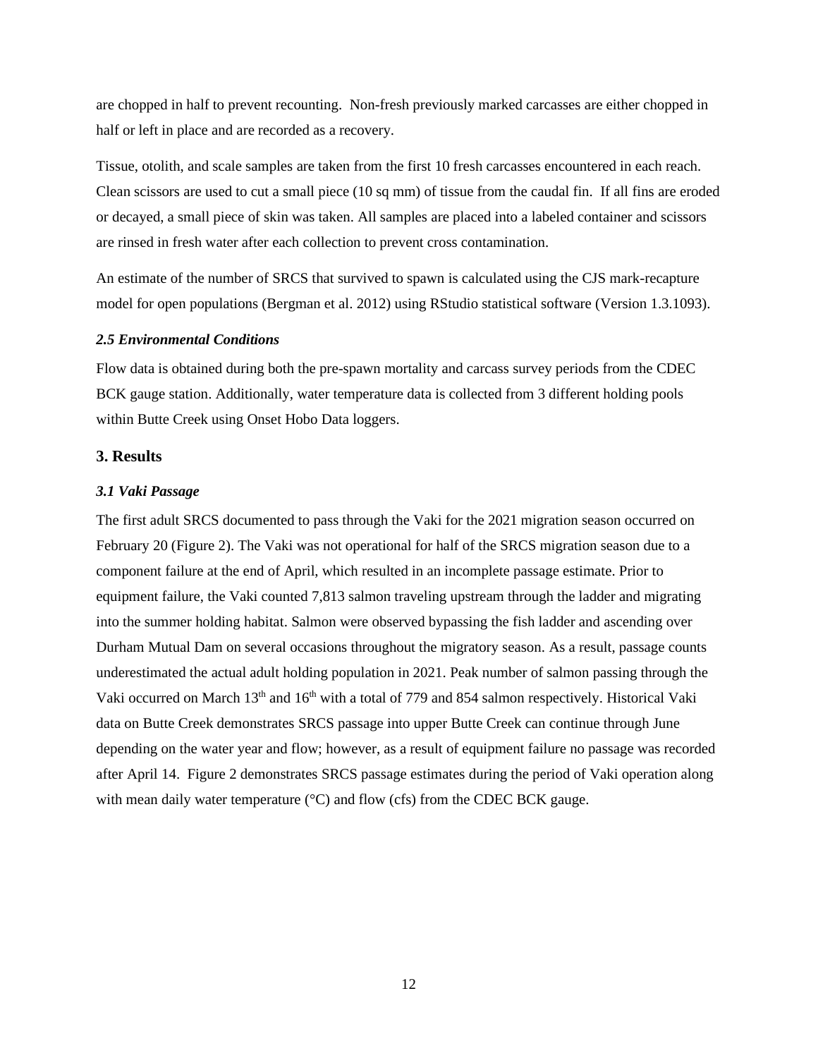are chopped in half to prevent recounting. Non-fresh previously marked carcasses are either chopped in half or left in place and are recorded as a recovery.

Tissue, otolith, and scale samples are taken from the first 10 fresh carcasses encountered in each reach. Clean scissors are used to cut a small piece (10 sq mm) of tissue from the caudal fin. If all fins are eroded or decayed, a small piece of skin was taken. All samples are placed into a labeled container and scissors are rinsed in fresh water after each collection to prevent cross contamination.

An estimate of the number of SRCS that survived to spawn is calculated using the CJS mark-recapture model for open populations (Bergman et al. 2012) using RStudio statistical software (Version 1.3.1093).

### *2.5 Environmental Conditions*

Flow data is obtained during both the pre-spawn mortality and carcass survey periods from the CDEC BCK gauge station. Additionally, water temperature data is collected from 3 different holding pools within Butte Creek using Onset Hobo Data loggers.

## 3. Results

### *3.1 Vaki Passage*

The first adult SRCS documented to pass through the Vaki for the 2021 migration season occurred on February 20 (Figure 2). The Vaki was not operational for half of the SRCS migration season due to a component failure at the end of April, which resulted in an incomplete passage estimate. Prior to equipment failure, the Vaki counted 7,813 salmon traveling upstream through the ladder and migrating into the summer holding habitat. Salmon were observed bypassing the fish ladder and ascending over Durham Mutual Dam on several occasions throughout the migratory season. As a result, passage counts underestimated the actual adult holding population in 2021. Peak number of salmon passing through the Vaki occurred on March 13th and 16th with a total of 779 and 854 salmon respectively. Historical Vaki data on Butte Creek demonstrates SRCS passage into upper Butte Creek can continue through June depending on the water year and flow; however, as a result of equipment failure no passage was recorded after April 14. Figure 2 demonstrates SRCS passage estimates during the period of Vaki operation along with mean daily water temperature (°C) and flow (cfs) from the CDEC BCK gauge.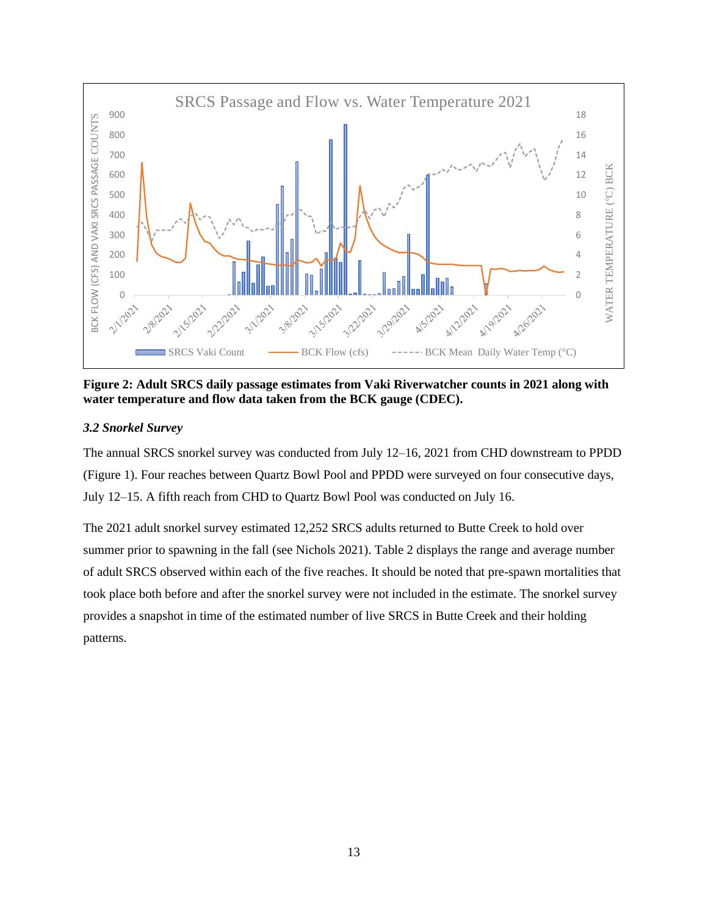**Figure 2: Adult SRCS daily passage estimates from Vaki Riverwatcher counts in 2021 along with water temperature and flow data taken from the BCK gauge (CDEC).**

### *3.2 Snorkel Survey*

The annual SRCS snorkel survey was conducted from July 12–16, 2021 from CHD downstream to PPDD (Figure 1). Four reaches between Quartz Bowl Pool and PPDD were surveyed on four consecutive days, July 12–15. A fifth reach from CHD to Quartz Bowl Pool was conducted on July 16.

The 2021 adult snorkel survey estimated 12,252 SRCS adults returned to Butte Creek to hold over summer prior to spawning in the fall (see Nichols 2021). Table 2 displays the range and average number of adult SRCS observed within each of the five reaches. It should be noted that pre-spawn mortalities that took place both before and after the snorkel survey were not included in the estimate. The snorkel survey provides a snapshot in time of the estimated number of live SRCS in Butte Creek and their holding patterns.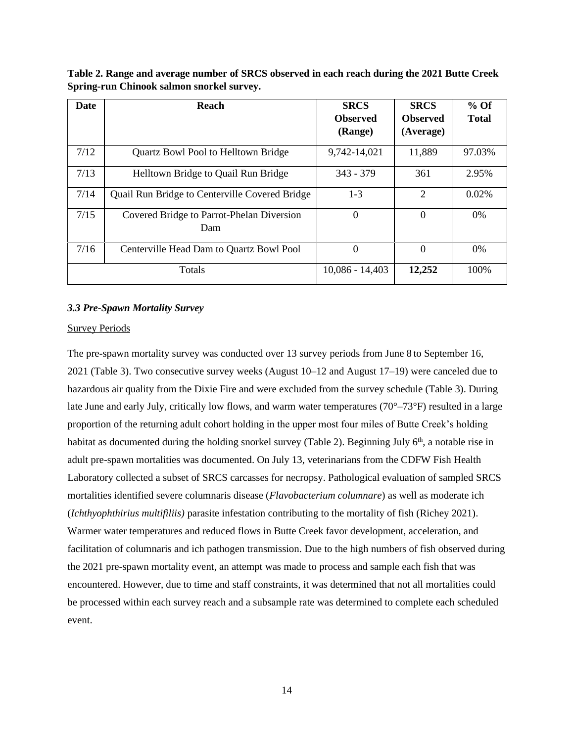**Table 2. Range and average number of SRCS observed in each reach during the 2021 Butte Creek Spring-run Chinook salmon snorkel survey.**

| Date | Reach | SRCS Observed (Range) | SRCS Observed (Average) | % Of Total |
|---|---|---|---|---|
| 7/12 | Quartz Bowl Pool to Helltown Bridge | 9,742-14,021 | 11,889 | 97.03% |
| 7/13 | Helltown Bridge to Quail Run Bridge | 343 - 379 | 361 | 2.95% |
| 7/14 | Quail Run Bridge to Centerville Covered Bridge | 1-3 | 2 | 0.02% |
| 7/15 | Covered Bridge to Parrot-Phelan Diversion Dam | 0 | 0 | 0% |
| 7/16 | Centerville Head Dam to Quartz Bowl Pool | 0 | 0 | 0% |
| Totals | | 10,086 - 14,403 | **12,252** | 100% |

### *3.3 Pre-Spawn Mortality Survey*

Survey Periods

The pre-spawn mortality survey was conducted over 13 survey periods from June 8 to September 16, 2021 (Table 3). Two consecutive survey weeks (August 10–12 and August 17–19) were canceled due to hazardous air quality from the Dixie Fire and were excluded from the survey schedule (Table 3). During late June and early July, critically low flows, and warm water temperatures (70°–73°F) resulted in a large proportion of the returning adult cohort holding in the upper most four miles of Butte Creek's holding habitat as documented during the holding snorkel survey (Table 2). Beginning July 6th, a notable rise in adult pre-spawn mortalities was documented. On July 13, veterinarians from the CDFW Fish Health Laboratory collected a subset of SRCS carcasses for necropsy. Pathological evaluation of sampled SRCS mortalities identified severe columnaris disease (*Flavobacterium columnare*) as well as moderate ich (*Ichthyophthirius multifiliis)* parasite infestation contributing to the mortality of fish (Richey 2021). Warmer water temperatures and reduced flows in Butte Creek favor development, acceleration, and facilitation of columnaris and ich pathogen transmission. Due to the high numbers of fish observed during the 2021 pre-spawn mortality event, an attempt was made to process and sample each fish that was encountered. However, due to time and staff constraints, it was determined that not all mortalities could be processed within each survey reach and a subsample rate was determined to complete each scheduled event.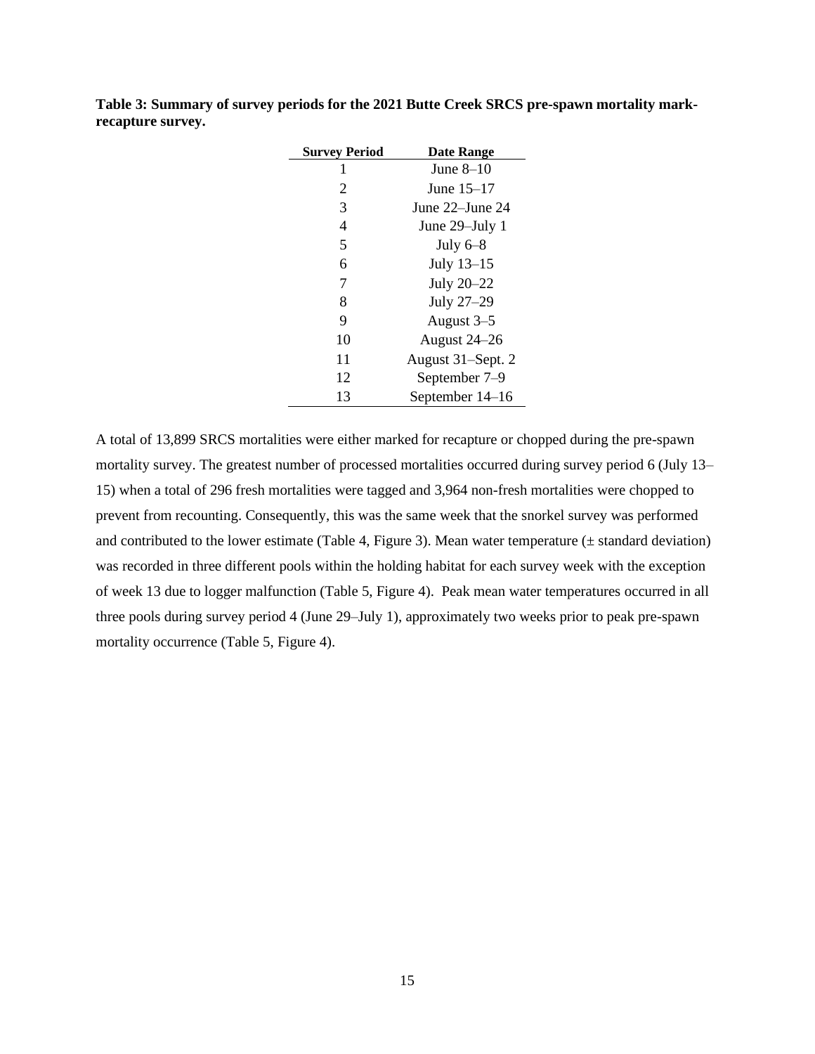**Table 3: Summary of survey periods for the 2021 Butte Creek SRCS pre-spawn mortality mark-recapture survey.**

| Survey Period | Date Range |
|---|---|
| 1 | June 8–10 |
| 2 | June 15–17 |
| 3 | June 22–June 24 |
| 4 | June 29–July 1 |
| 5 | July 6–8 |
| 6 | July 13–15 |
| 7 | July 20–22 |
| 8 | July 27–29 |
| 9 | August 3–5 |
| 10 | August 24–26 |
| 11 | August 31–Sept. 2 |
| 12 | September 7–9 |
| 13 | September 14–16 |

A total of 13,899 SRCS mortalities were either marked for recapture or chopped during the pre-spawn mortality survey. The greatest number of processed mortalities occurred during survey period 6 (July 13–15) when a total of 296 fresh mortalities were tagged and 3,964 non-fresh mortalities were chopped to prevent from recounting. Consequently, this was the same week that the snorkel survey was performed and contributed to the lower estimate (Table 4, Figure 3). Mean water temperature (± standard deviation) was recorded in three different pools within the holding habitat for each survey week with the exception of week 13 due to logger malfunction (Table 5, Figure 4). Peak mean water temperatures occurred in all three pools during survey period 4 (June 29–July 1), approximately two weeks prior to peak pre-spawn mortality occurrence (Table 5, Figure 4).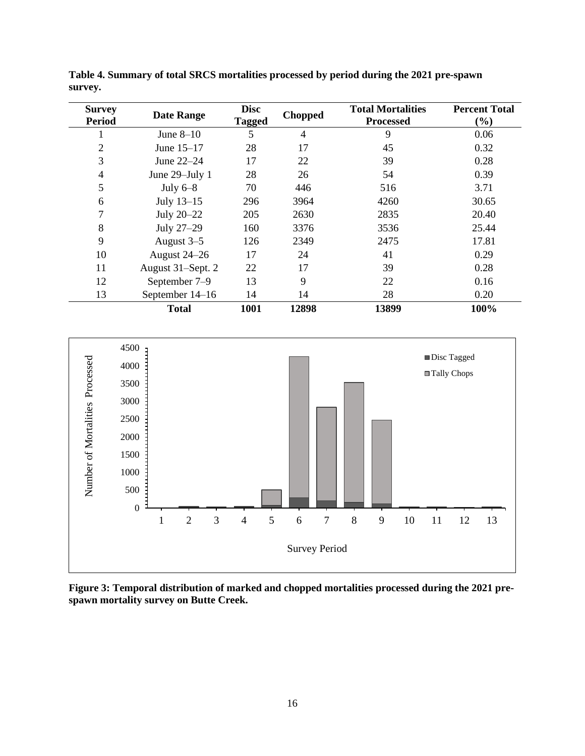**Table 4. Summary of total SRCS mortalities processed by period during the 2021 pre-spawn survey.**

| Survey Period | Date Range | Disc Tagged | Chopped | Total Mortalities Processed | Percent Total (%) |
|---|---|---|---|---|---|
| 1 | June 8–10 | 5 | 4 | 9 | 0.06 |
| 2 | June 15–17 | 28 | 17 | 45 | 0.32 |
| 3 | June 22–24 | 17 | 22 | 39 | 0.28 |
| 4 | June 29–July 1 | 28 | 26 | 54 | 0.39 |
| 5 | July 6–8 | 70 | 446 | 516 | 3.71 |
| 6 | July 13–15 | 296 | 3964 | 4260 | 30.65 |
| 7 | July 20–22 | 205 | 2630 | 2835 | 20.40 |
| 8 | July 27–29 | 160 | 3376 | 3536 | 25.44 |
| 9 | August 3–5 | 126 | 2349 | 2475 | 17.81 |
| 10 | August 24–26 | 17 | 24 | 41 | 0.29 |
| 11 | August 31–Sept. 2 | 22 | 17 | 39 | 0.28 |
| 12 | September 7–9 | 13 | 9 | 22 | 0.16 |
| 13 | September 14–16 | 14 | 14 | 28 | 0.20 |
| | **Total** | **1001** | **12898** | **13899** | **100%** |

**Figure 3: Temporal distribution of marked and chopped mortalities processed during the 2021 pre-spawn mortality survey on Butte Creek.**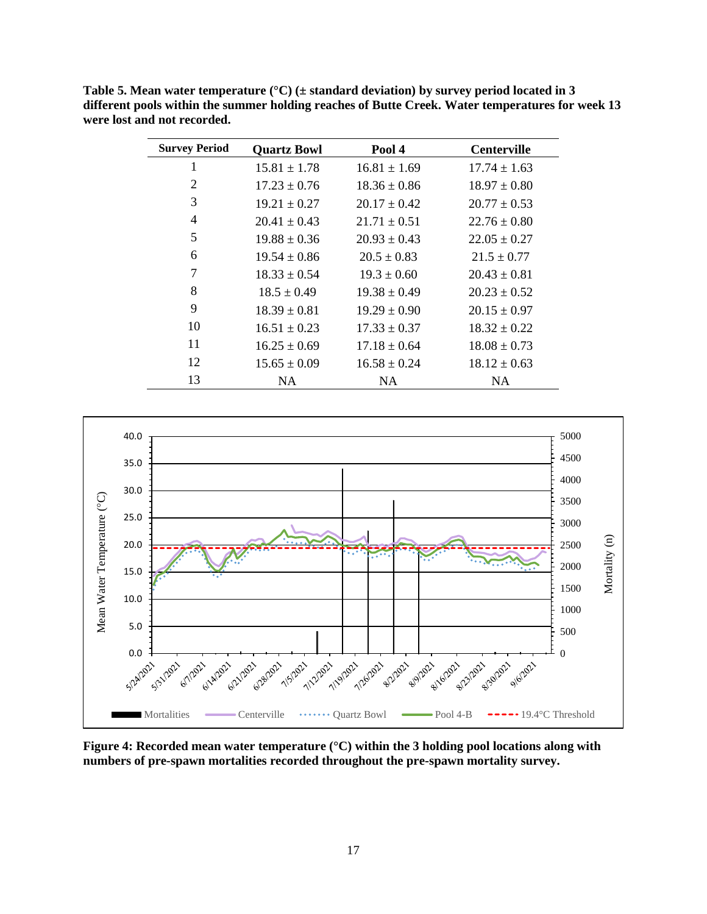**Table 5. Mean water temperature (°C) (± standard deviation) by survey period located in 3 different pools within the summer holding reaches of Butte Creek. Water temperatures for week 13 were lost and not recorded.**

| Survey Period | Quartz Bowl | Pool 4 | Centerville |
|---|---|---|---|
| 1 | 15.81 ± 1.78 | 16.81 ± 1.69 | 17.74 ± 1.63 |
| 2 | 17.23 ± 0.76 | 18.36 ± 0.86 | 18.97 ± 0.80 |
| 3 | 19.21 ± 0.27 | 20.17 ± 0.42 | 20.77 ± 0.53 |
| 4 | 20.41 ± 0.43 | 21.71 ± 0.51 | 22.76 ± 0.80 |
| 5 | 19.88 ± 0.36 | 20.93 ± 0.43 | 22.05 ± 0.27 |
| 6 | 19.54 ± 0.86 | 20.5 ± 0.83 | 21.5 ± 0.77 |
| 7 | 18.33 ± 0.54 | 19.3 ± 0.60 | 20.43 ± 0.81 |
| 8 | 18.5 ± 0.49 | 19.38 ± 0.49 | 20.23 ± 0.52 |
| 9 | 18.39 ± 0.81 | 19.29 ± 0.90 | 20.15 ± 0.97 |
| 10 | 16.51 ± 0.23 | 17.33 ± 0.37 | 18.32 ± 0.22 |
| 11 | 16.25 ± 0.69 | 17.18 ± 0.64 | 18.08 ± 0.73 |
| 12 | 15.65 ± 0.09 | 16.58 ± 0.24 | 18.12 ± 0.63 |
| 13 | NA | NA | NA |

**Figure 4: Recorded mean water temperature (°C) within the 3 holding pool locations along with numbers of pre-spawn mortalities recorded throughout the pre-spawn mortality survey.**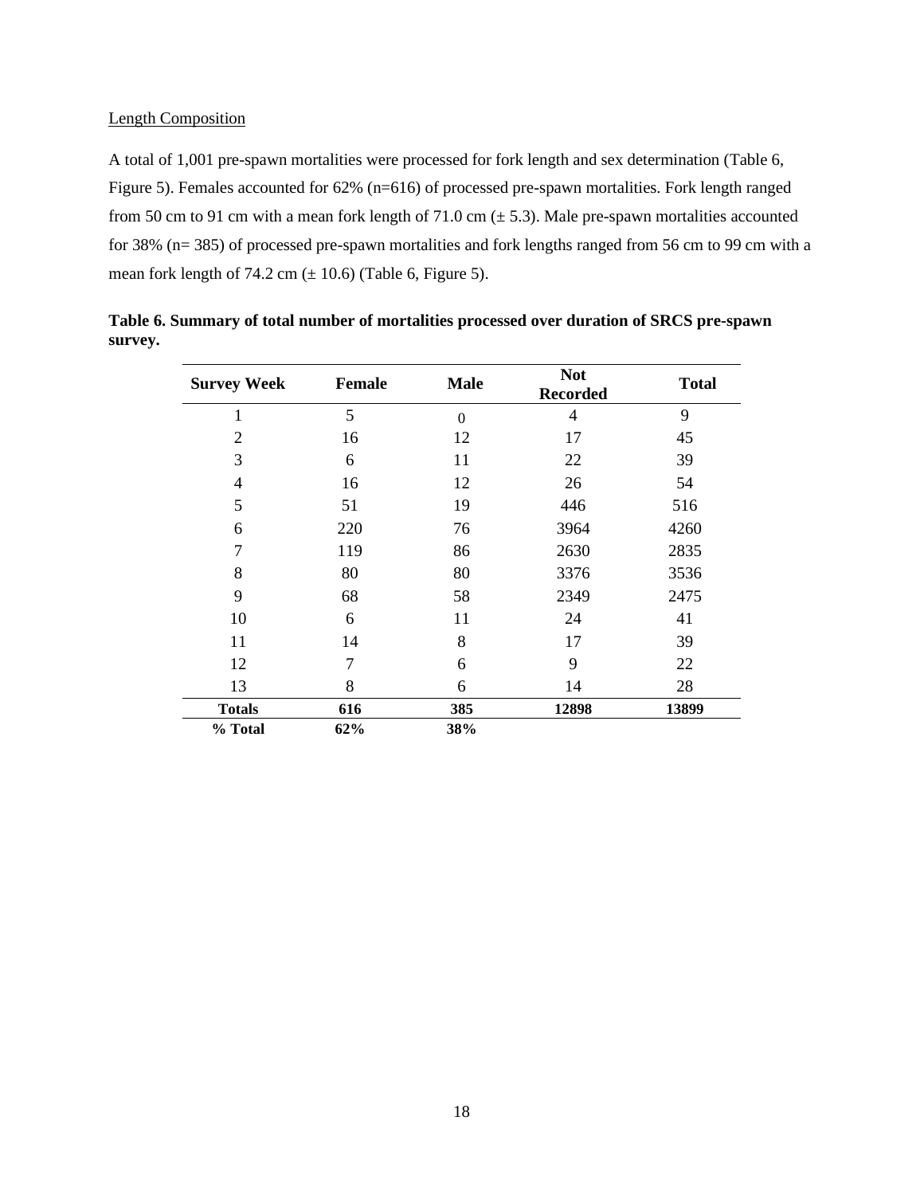Length Composition

A total of 1,001 pre-spawn mortalities were processed for fork length and sex determination (Table 6, Figure 5). Females accounted for 62% (n=616) of processed pre-spawn mortalities. Fork length ranged from 50 cm to 91 cm with a mean fork length of 71.0 cm (± 5.3). Male pre-spawn mortalities accounted for 38% (n= 385) of processed pre-spawn mortalities and fork lengths ranged from 56 cm to 99 cm with a mean fork length of 74.2 cm (± 10.6) (Table 6, Figure 5).

**Table 6. Summary of total number of mortalities processed over duration of SRCS pre-spawn survey.**

| Survey Week | Female | Male | Not Recorded | Total |
|---|---|---|---|---|
| 1 | 5 | 0 | 4 | 9 |
| 2 | 16 | 12 | 17 | 45 |
| 3 | 6 | 11 | 22 | 39 |
| 4 | 16 | 12 | 26 | 54 |
| 5 | 51 | 19 | 446 | 516 |
| 6 | 220 | 76 | 3964 | 4260 |
| 7 | 119 | 86 | 2630 | 2835 |
| 8 | 80 | 80 | 3376 | 3536 |
| 9 | 68 | 58 | 2349 | 2475 |
| 10 | 6 | 11 | 24 | 41 |
| 11 | 14 | 8 | 17 | 39 |
| 12 | 7 | 6 | 9 | 22 |
| 13 | 8 | 6 | 14 | 28 |
| **Totals** | **616** | **385** | **12898** | **13899** |
| **% Total** | **62%** | **38%** | | |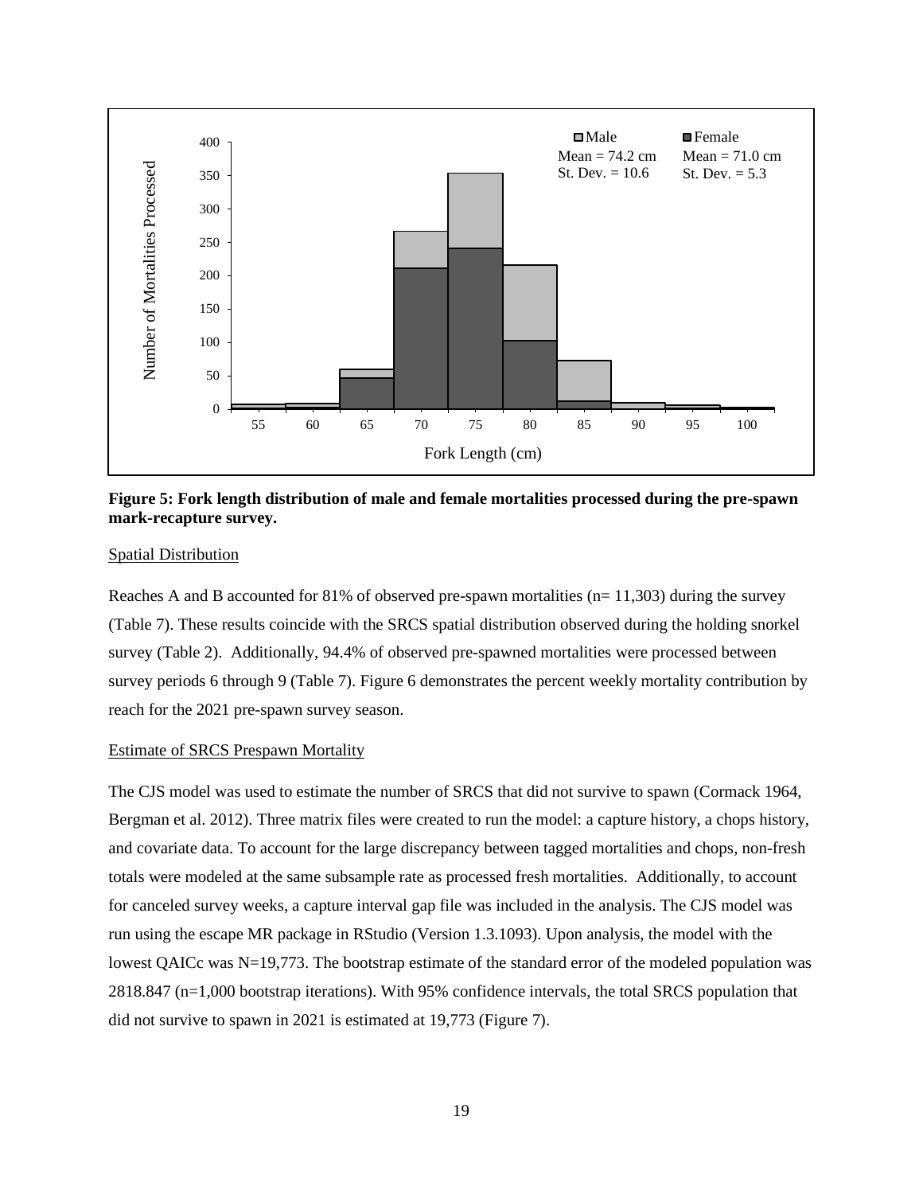**Figure 5: Fork length distribution of male and female mortalities processed during the pre-spawn mark-recapture survey.**

Spatial Distribution

Reaches A and B accounted for 81% of observed pre-spawn mortalities (n= 11,303) during the survey (Table 7). These results coincide with the SRCS spatial distribution observed during the holding snorkel survey (Table 2). Additionally, 94.4% of observed pre-spawned mortalities were processed between survey periods 6 through 9 (Table 7). Figure 6 demonstrates the percent weekly mortality contribution by reach for the 2021 pre-spawn survey season.

Estimate of SRCS Prespawn Mortality

The CJS model was used to estimate the number of SRCS that did not survive to spawn (Cormack 1964, Bergman et al. 2012). Three matrix files were created to run the model: a capture history, a chops history, and covariate data. To account for the large discrepancy between tagged mortalities and chops, non-fresh totals were modeled at the same subsample rate as processed fresh mortalities. Additionally, to account for canceled survey weeks, a capture interval gap file was included in the analysis. The CJS model was run using the escape MR package in RStudio (Version 1.3.1093). Upon analysis, the model with the lowest QAICc was N=19,773. The bootstrap estimate of the standard error of the modeled population was 2818.847 (n=1,000 bootstrap iterations). With 95% confidence intervals, the total SRCS population that did not survive to spawn in 2021 is estimated at 19,773 (Figure 7).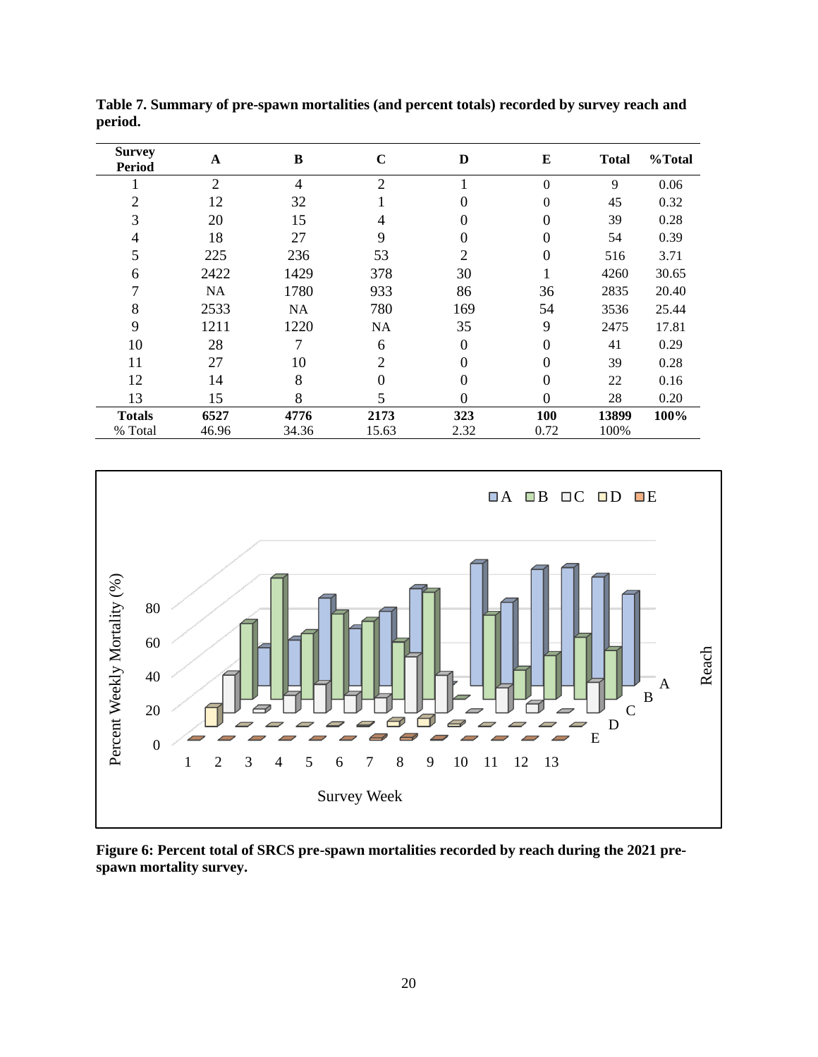**Table 7. Summary of pre-spawn mortalities (and percent totals) recorded by survey reach and period.**

| Survey Period | A | B | C | D | E | Total | %Total |
|---|---|---|---|---|---|---|---|
| 1 | 2 | 4 | 2 | 1 | 0 | 9 | 0.06 |
| 2 | 12 | 32 | 1 | 0 | 0 | 45 | 0.32 |
| 3 | 20 | 15 | 4 | 0 | 0 | 39 | 0.28 |
| 4 | 18 | 27 | 9 | 0 | 0 | 54 | 0.39 |
| 5 | 225 | 236 | 53 | 2 | 0 | 516 | 3.71 |
| 6 | 2422 | 1429 | 378 | 30 | 1 | 4260 | 30.65 |
| 7 | NA | 1780 | 933 | 86 | 36 | 2835 | 20.40 |
| 8 | 2533 | NA | 780 | 169 | 54 | 3536 | 25.44 |
| 9 | 1211 | 1220 | NA | 35 | 9 | 2475 | 17.81 |
| 10 | 28 | 7 | 6 | 0 | 0 | 41 | 0.29 |
| 11 | 27 | 10 | 2 | 0 | 0 | 39 | 0.28 |
| 12 | 14 | 8 | 0 | 0 | 0 | 22 | 0.16 |
| 13 | 15 | 8 | 5 | 0 | 0 | 28 | 0.20 |
| **Totals** | **6527** | **4776** | **2173** | **323** | **100** | **13899** | **100%** |
| % Total | 46.96 | 34.36 | 15.63 | 2.32 | 0.72 | 100% | |

**Figure 6: Percent total of SRCS pre-spawn mortalities recorded by reach during the 2021 pre-spawn mortality survey.**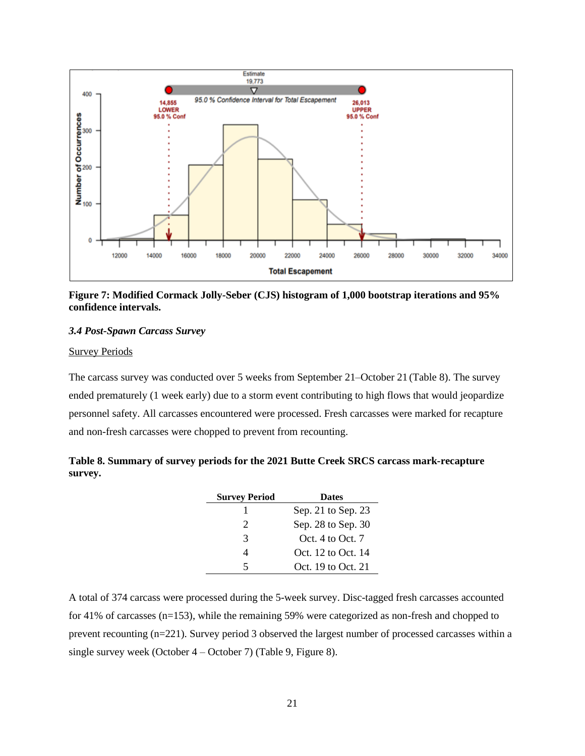**Figure 7: Modified Cormack Jolly-Seber (CJS) histogram of 1,000 bootstrap iterations and 95% confidence intervals.**

### *3.4 Post-Spawn Carcass Survey*

<u>Survey Periods</u>

The carcass survey was conducted over 5 weeks from September 21–October 21 (Table 8). The survey ended prematurely (1 week early) due to a storm event contributing to high flows that would jeopardize personnel safety. All carcasses encountered were processed. Fresh carcasses were marked for recapture and non-fresh carcasses were chopped to prevent from recounting.

**Table 8. Summary of survey periods for the 2021 Butte Creek SRCS carcass mark-recapture survey.**

| Survey Period | Dates |
|---|---|
| 1 | Sep. 21 to Sep. 23 |
| 2 | Sep. 28 to Sep. 30 |
| 3 | Oct. 4 to Oct. 7 |
| 4 | Oct. 12 to Oct. 14 |
| 5 | Oct. 19 to Oct. 21 |

A total of 374 carcass were processed during the 5-week survey. Disc-tagged fresh carcasses accounted for 41% of carcasses (n=153), while the remaining 59% were categorized as non-fresh and chopped to prevent recounting (n=221). Survey period 3 observed the largest number of processed carcasses within a single survey week (October 4 – October 7) (Table 9, Figure 8).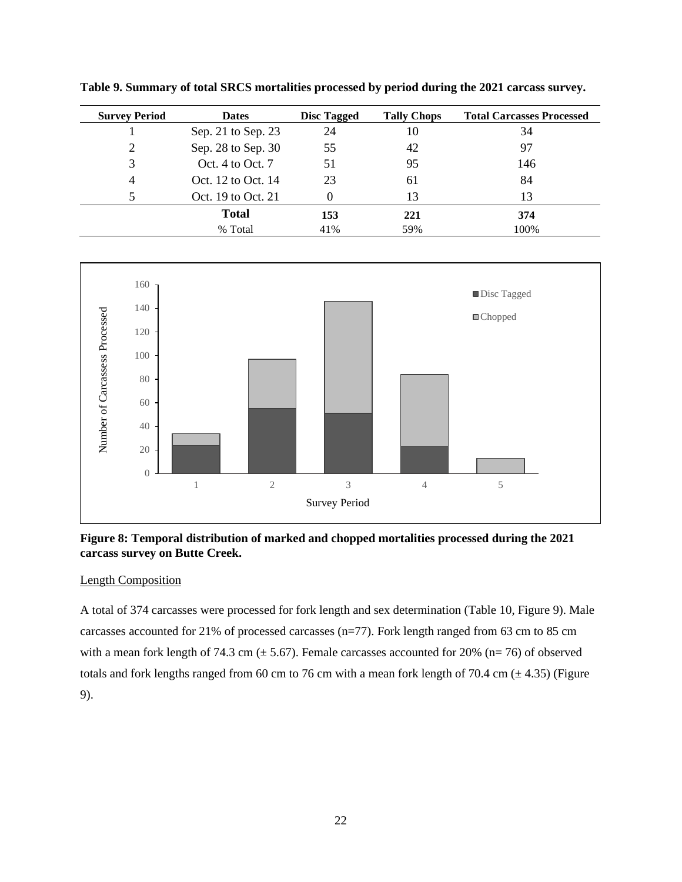**Table 9. Summary of total SRCS mortalities processed by period during the 2021 carcass survey.**

| Survey Period | Dates | Disc Tagged | Tally Chops | Total Carcasses Processed |
|---|---|---|---|---|
| 1 | Sep. 21 to Sep. 23 | 24 | 10 | 34 |
| 2 | Sep. 28 to Sep. 30 | 55 | 42 | 97 |
| 3 | Oct. 4 to Oct. 7 | 51 | 95 | 146 |
| 4 | Oct. 12 to Oct. 14 | 23 | 61 | 84 |
| 5 | Oct. 19 to Oct. 21 | 0 | 13 | 13 |
| | **Total** | **153** | **221** | **374** |
| | % Total | 41% | 59% | 100% |

**Figure 8: Temporal distribution of marked and chopped mortalities processed during the 2021 carcass survey on Butte Creek.**

Length Composition

A total of 374 carcasses were processed for fork length and sex determination (Table 10, Figure 9). Male carcasses accounted for 21% of processed carcasses (n=77). Fork length ranged from 63 cm to 85 cm with a mean fork length of 74.3 cm (± 5.67). Female carcasses accounted for 20% (n= 76) of observed totals and fork lengths ranged from 60 cm to 76 cm with a mean fork length of 70.4 cm (± 4.35) (Figure 9).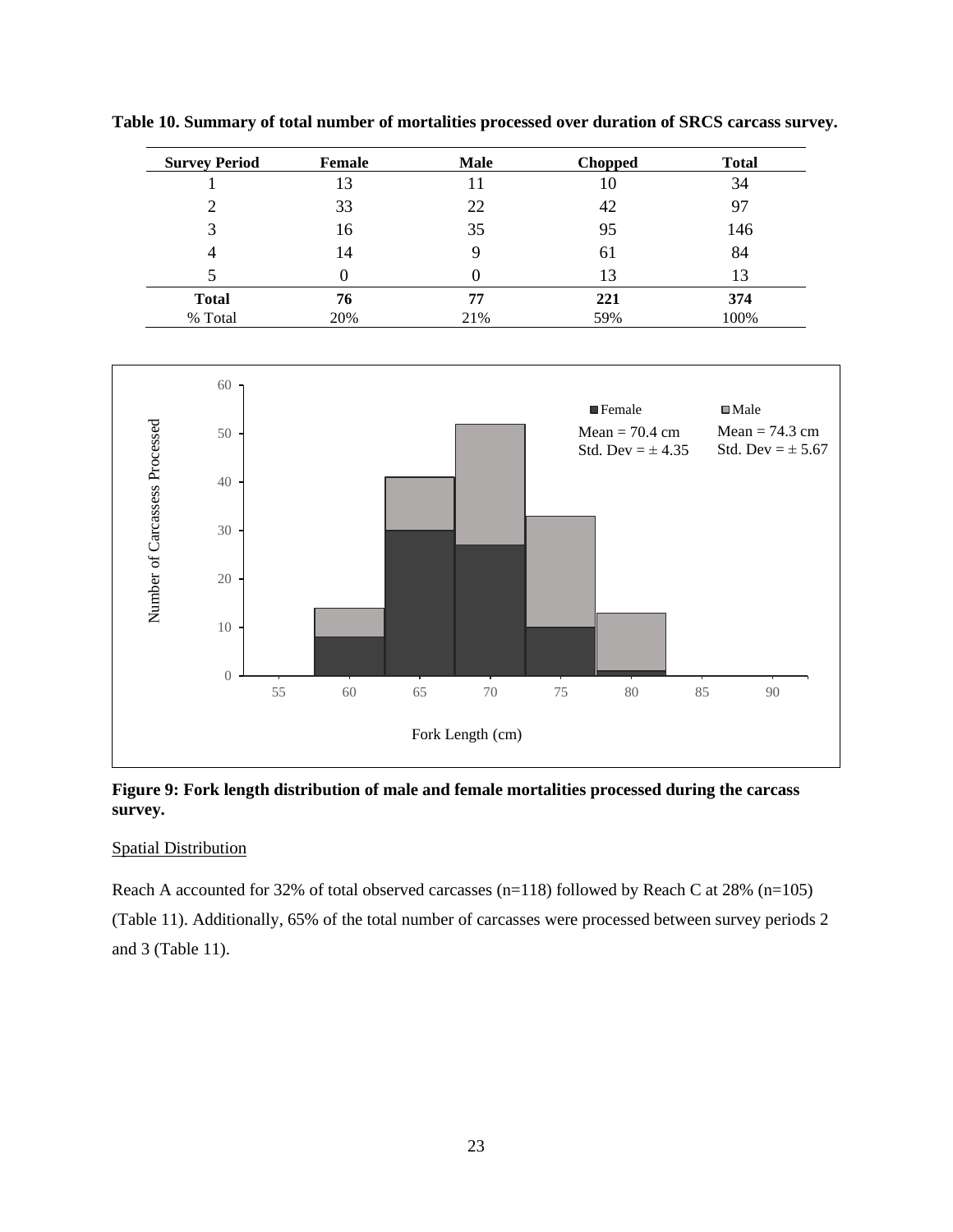**Table 10. Summary of total number of mortalities processed over duration of SRCS carcass survey.**

| Survey Period | Female | Male | Chopped | Total |
|---|---|---|---|---|
| 1 | 13 | 11 | 10 | 34 |
| 2 | 33 | 22 | 42 | 97 |
| 3 | 16 | 35 | 95 | 146 |
| 4 | 14 | 9 | 61 | 84 |
| 5 | 0 | 0 | 13 | 13 |
| **Total** | **76** | **77** | **221** | **374** |
| % Total | 20% | 21% | 59% | 100% |

**Figure 9: Fork length distribution of male and female mortalities processed during the carcass survey.**

Spatial Distribution

Reach A accounted for 32% of total observed carcasses (n=118) followed by Reach C at 28% (n=105) (Table 11). Additionally, 65% of the total number of carcasses were processed between survey periods 2 and 3 (Table 11).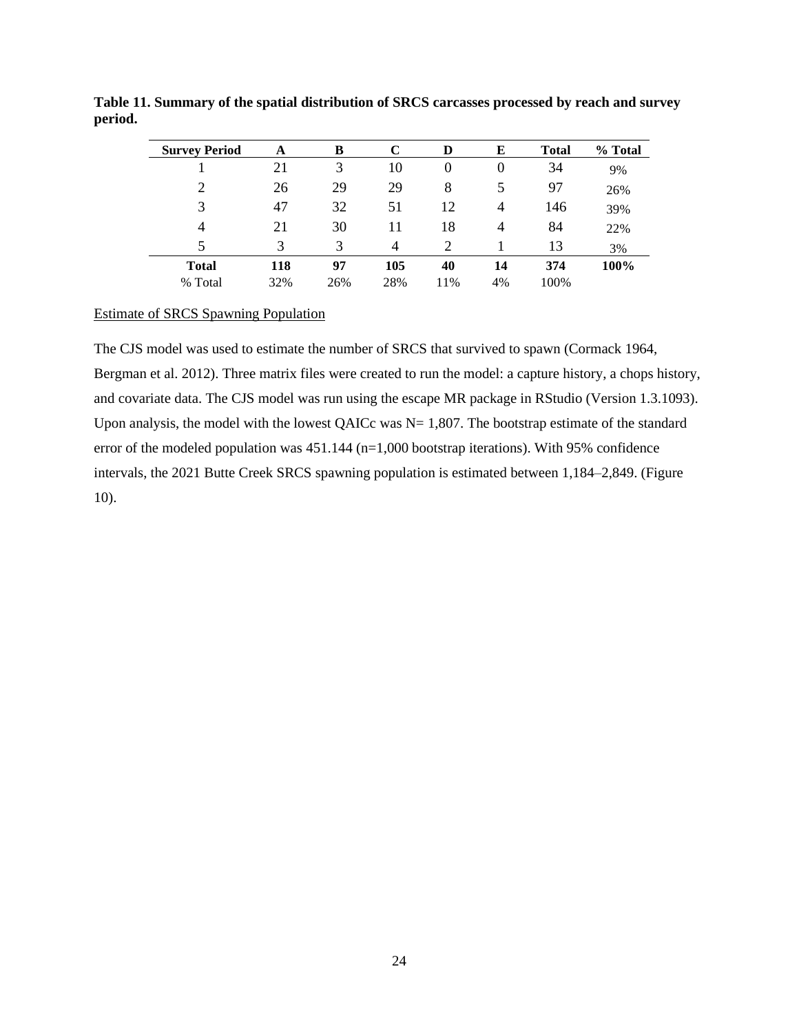**Table 11. Summary of the spatial distribution of SRCS carcasses processed by reach and survey period.**

| Survey Period | A | B | C | D | E | Total | % Total |
|---|---|---|---|---|---|---|---|
| 1 | 21 | 3 | 10 | 0 | 0 | 34 | 9% |
| 2 | 26 | 29 | 29 | 8 | 5 | 97 | 26% |
| 3 | 47 | 32 | 51 | 12 | 4 | 146 | 39% |
| 4 | 21 | 30 | 11 | 18 | 4 | 84 | 22% |
| 5 | 3 | 3 | 4 | 2 | 1 | 13 | 3% |
| **Total** | **118** | **97** | **105** | **40** | **14** | **374** | **100%** |
| % Total | 32% | 26% | 28% | 11% | 4% | 100% | |

Estimate of SRCS Spawning Population

The CJS model was used to estimate the number of SRCS that survived to spawn (Cormack 1964, Bergman et al. 2012). Three matrix files were created to run the model: a capture history, a chops history, and covariate data. The CJS model was run using the escape MR package in RStudio (Version 1.3.1093). Upon analysis, the model with the lowest QAICc was N= 1,807. The bootstrap estimate of the standard error of the modeled population was 451.144 (n=1,000 bootstrap iterations). With 95% confidence intervals, the 2021 Butte Creek SRCS spawning population is estimated between 1,184–2,849. (Figure 10).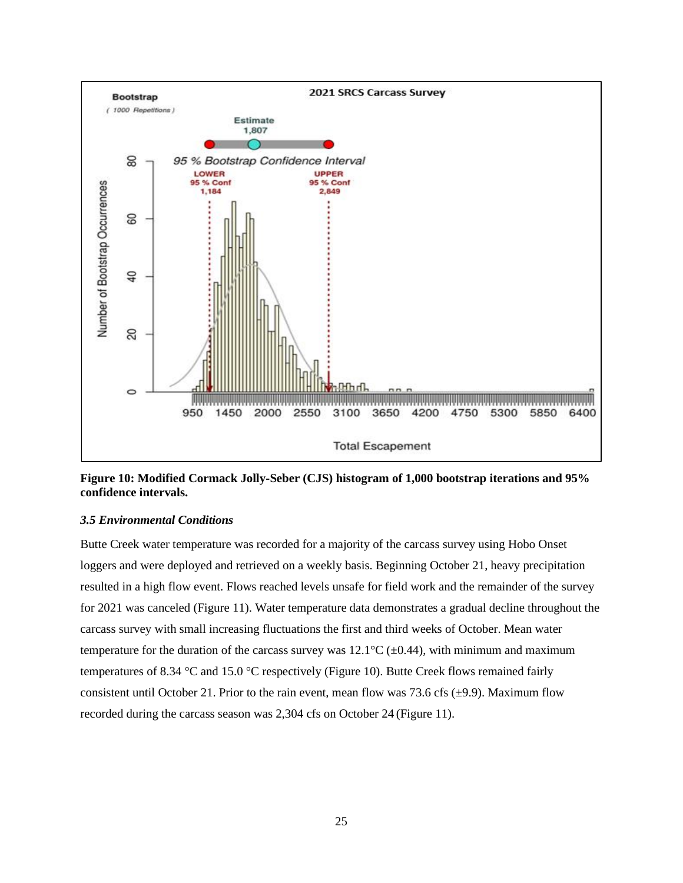**Figure 10: Modified Cormack Jolly-Seber (CJS) histogram of 1,000 bootstrap iterations and 95% confidence intervals.**

### *3.5 Environmental Conditions*

Butte Creek water temperature was recorded for a majority of the carcass survey using Hobo Onset loggers and were deployed and retrieved on a weekly basis. Beginning October 21, heavy precipitation resulted in a high flow event. Flows reached levels unsafe for field work and the remainder of the survey for 2021 was canceled (Figure 11). Water temperature data demonstrates a gradual decline throughout the carcass survey with small increasing fluctuations the first and third weeks of October. Mean water temperature for the duration of the carcass survey was 12.1°C (±0.44), with minimum and maximum temperatures of 8.34 °C and 15.0 °C respectively (Figure 10). Butte Creek flows remained fairly consistent until October 21. Prior to the rain event, mean flow was 73.6 cfs (±9.9). Maximum flow recorded during the carcass season was 2,304 cfs on October 24 (Figure 11).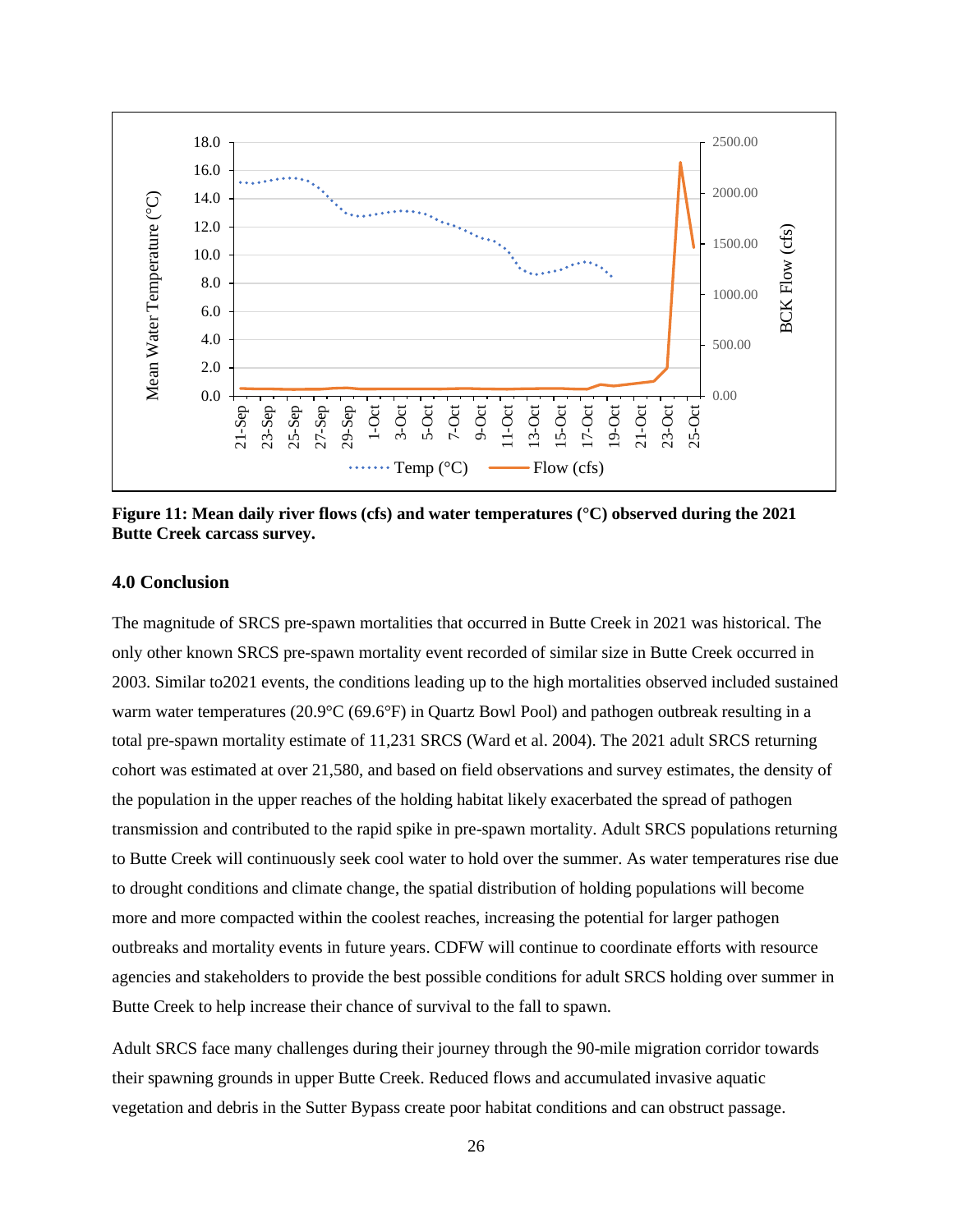**Figure 11: Mean daily river flows (cfs) and water temperatures (°C) observed during the 2021 Butte Creek carcass survey.**

## 4.0 Conclusion

The magnitude of SRCS pre-spawn mortalities that occurred in Butte Creek in 2021 was historical. The only other known SRCS pre-spawn mortality event recorded of similar size in Butte Creek occurred in 2003. Similar to2021 events, the conditions leading up to the high mortalities observed included sustained warm water temperatures (20.9°C (69.6°F) in Quartz Bowl Pool) and pathogen outbreak resulting in a total pre-spawn mortality estimate of 11,231 SRCS (Ward et al. 2004). The 2021 adult SRCS returning cohort was estimated at over 21,580, and based on field observations and survey estimates, the density of the population in the upper reaches of the holding habitat likely exacerbated the spread of pathogen transmission and contributed to the rapid spike in pre-spawn mortality. Adult SRCS populations returning to Butte Creek will continuously seek cool water to hold over the summer. As water temperatures rise due to drought conditions and climate change, the spatial distribution of holding populations will become more and more compacted within the coolest reaches, increasing the potential for larger pathogen outbreaks and mortality events in future years. CDFW will continue to coordinate efforts with resource agencies and stakeholders to provide the best possible conditions for adult SRCS holding over summer in Butte Creek to help increase their chance of survival to the fall to spawn.

Adult SRCS face many challenges during their journey through the 90-mile migration corridor towards their spawning grounds in upper Butte Creek. Reduced flows and accumulated invasive aquatic vegetation and debris in the Sutter Bypass create poor habitat conditions and can obstruct passage.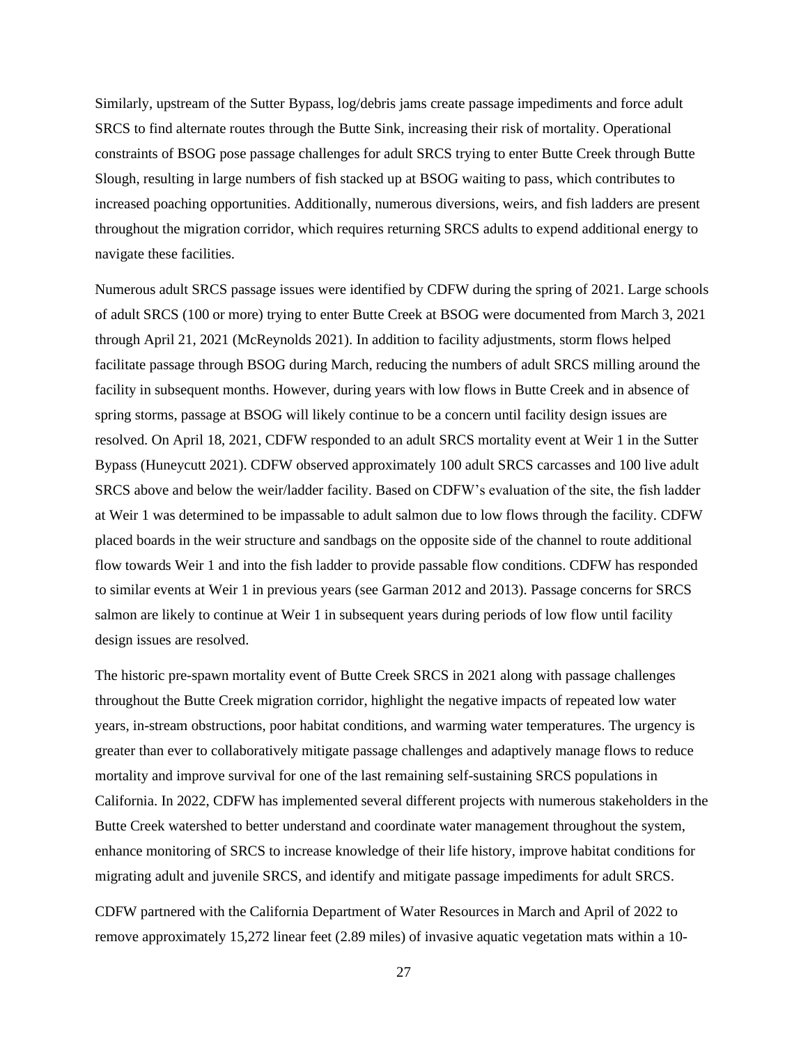Similarly, upstream of the Sutter Bypass, log/debris jams create passage impediments and force adult SRCS to find alternate routes through the Butte Sink, increasing their risk of mortality. Operational constraints of BSOG pose passage challenges for adult SRCS trying to enter Butte Creek through Butte Slough, resulting in large numbers of fish stacked up at BSOG waiting to pass, which contributes to increased poaching opportunities. Additionally, numerous diversions, weirs, and fish ladders are present throughout the migration corridor, which requires returning SRCS adults to expend additional energy to navigate these facilities.

Numerous adult SRCS passage issues were identified by CDFW during the spring of 2021. Large schools of adult SRCS (100 or more) trying to enter Butte Creek at BSOG were documented from March 3, 2021 through April 21, 2021 (McReynolds 2021). In addition to facility adjustments, storm flows helped facilitate passage through BSOG during March, reducing the numbers of adult SRCS milling around the facility in subsequent months. However, during years with low flows in Butte Creek and in absence of spring storms, passage at BSOG will likely continue to be a concern until facility design issues are resolved. On April 18, 2021, CDFW responded to an adult SRCS mortality event at Weir 1 in the Sutter Bypass (Huneycutt 2021). CDFW observed approximately 100 adult SRCS carcasses and 100 live adult SRCS above and below the weir/ladder facility. Based on CDFW's evaluation of the site, the fish ladder at Weir 1 was determined to be impassable to adult salmon due to low flows through the facility. CDFW placed boards in the weir structure and sandbags on the opposite side of the channel to route additional flow towards Weir 1 and into the fish ladder to provide passable flow conditions. CDFW has responded to similar events at Weir 1 in previous years (see Garman 2012 and 2013). Passage concerns for SRCS salmon are likely to continue at Weir 1 in subsequent years during periods of low flow until facility design issues are resolved.

The historic pre-spawn mortality event of Butte Creek SRCS in 2021 along with passage challenges throughout the Butte Creek migration corridor, highlight the negative impacts of repeated low water years, in-stream obstructions, poor habitat conditions, and warming water temperatures. The urgency is greater than ever to collaboratively mitigate passage challenges and adaptively manage flows to reduce mortality and improve survival for one of the last remaining self-sustaining SRCS populations in California. In 2022, CDFW has implemented several different projects with numerous stakeholders in the Butte Creek watershed to better understand and coordinate water management throughout the system, enhance monitoring of SRCS to increase knowledge of their life history, improve habitat conditions for migrating adult and juvenile SRCS, and identify and mitigate passage impediments for adult SRCS.

CDFW partnered with the California Department of Water Resources in March and April of 2022 to remove approximately 15,272 linear feet (2.89 miles) of invasive aquatic vegetation mats within a 10-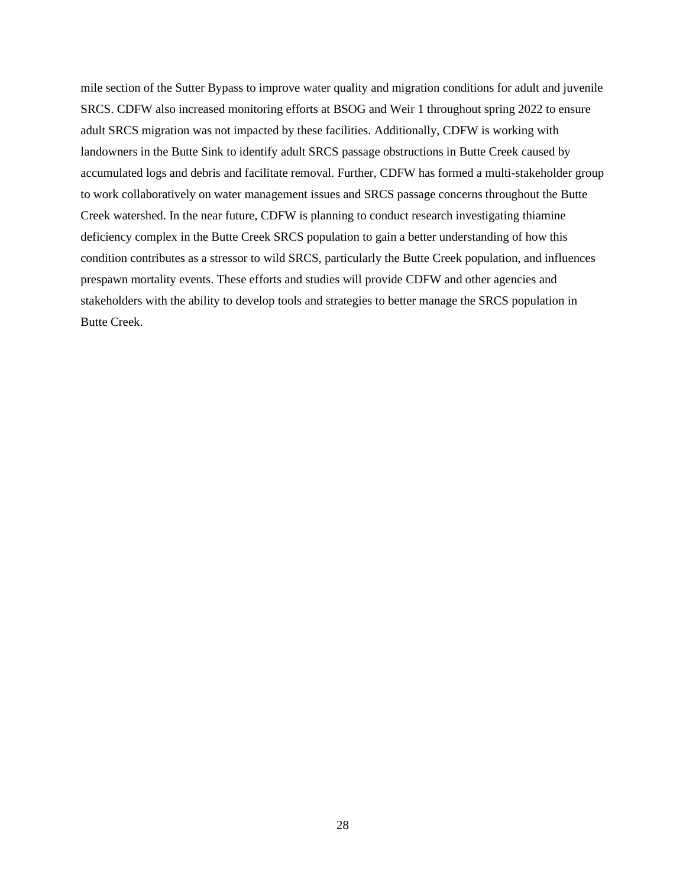mile section of the Sutter Bypass to improve water quality and migration conditions for adult and juvenile SRCS. CDFW also increased monitoring efforts at BSOG and Weir 1 throughout spring 2022 to ensure adult SRCS migration was not impacted by these facilities. Additionally, CDFW is working with landowners in the Butte Sink to identify adult SRCS passage obstructions in Butte Creek caused by accumulated logs and debris and facilitate removal. Further, CDFW has formed a multi-stakeholder group to work collaboratively on water management issues and SRCS passage concerns throughout the Butte Creek watershed. In the near future, CDFW is planning to conduct research investigating thiamine deficiency complex in the Butte Creek SRCS population to gain a better understanding of how this condition contributes as a stressor to wild SRCS, particularly the Butte Creek population, and influences prespawn mortality events. These efforts and studies will provide CDFW and other agencies and stakeholders with the ability to develop tools and strategies to better manage the SRCS population in Butte Creek.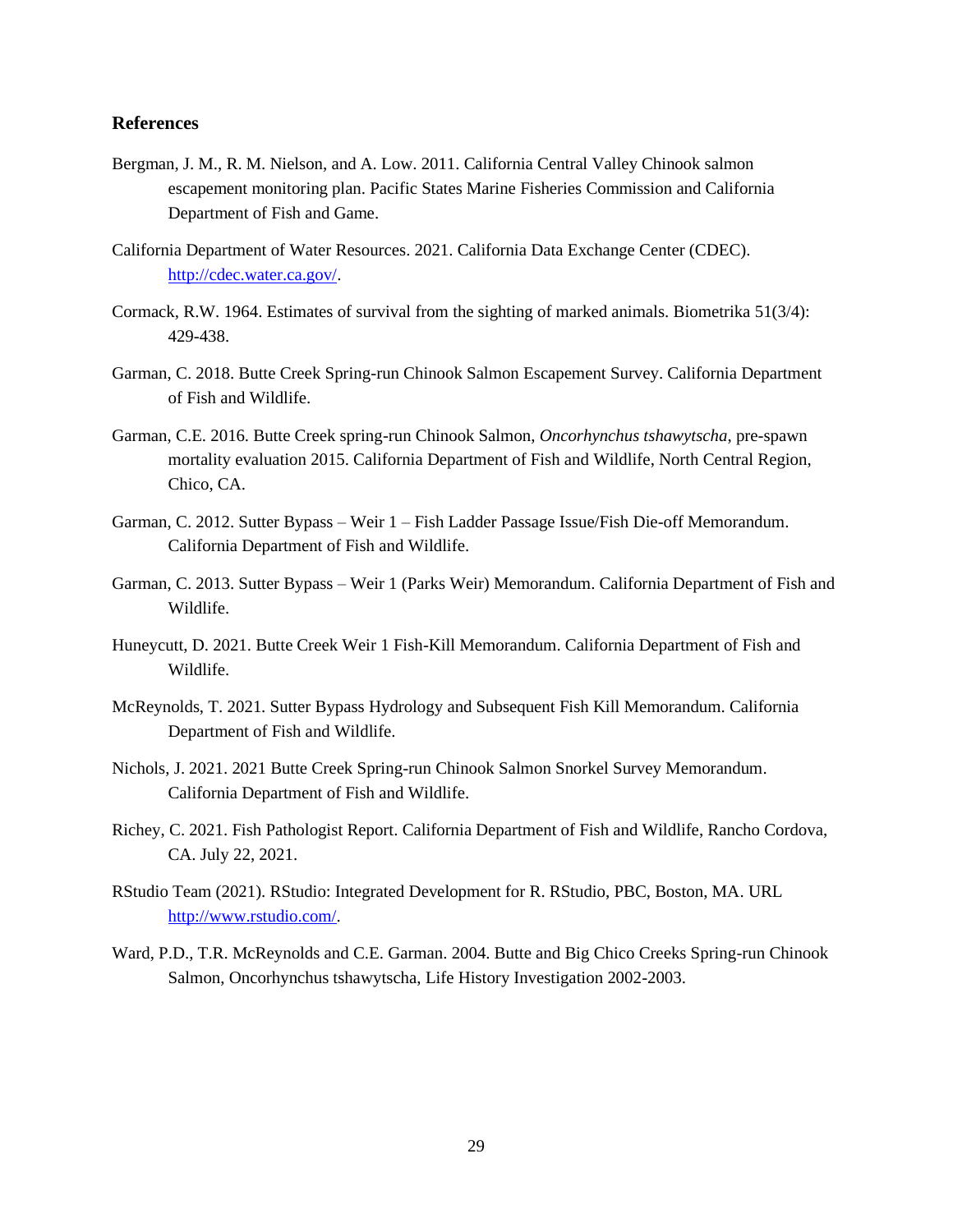**References**

Bergman, J. M., R. M. Nielson, and A. Low. 2011. California Central Valley Chinook salmon escapement monitoring plan. Pacific States Marine Fisheries Commission and California Department of Fish and Game.

California Department of Water Resources. 2021. California Data Exchange Center (CDEC). http://cdec.water.ca.gov/.

Cormack, R.W. 1964. Estimates of survival from the sighting of marked animals. Biometrika 51(3/4): 429-438.

Garman, C. 2018. Butte Creek Spring-run Chinook Salmon Escapement Survey. California Department of Fish and Wildlife.

Garman, C.E. 2016. Butte Creek spring-run Chinook Salmon, *Oncorhynchus tshawytscha*, pre-spawn mortality evaluation 2015. California Department of Fish and Wildlife, North Central Region, Chico, CA.

Garman, C. 2012. Sutter Bypass – Weir 1 – Fish Ladder Passage Issue/Fish Die-off Memorandum. California Department of Fish and Wildlife.

Garman, C. 2013. Sutter Bypass – Weir 1 (Parks Weir) Memorandum. California Department of Fish and Wildlife.

Huneycutt, D. 2021. Butte Creek Weir 1 Fish-Kill Memorandum. California Department of Fish and Wildlife.

McReynolds, T. 2021. Sutter Bypass Hydrology and Subsequent Fish Kill Memorandum. California Department of Fish and Wildlife.

Nichols, J. 2021. 2021 Butte Creek Spring-run Chinook Salmon Snorkel Survey Memorandum. California Department of Fish and Wildlife.

Richey, C. 2021. Fish Pathologist Report. California Department of Fish and Wildlife, Rancho Cordova, CA. July 22, 2021.

RStudio Team (2021). RStudio: Integrated Development for R. RStudio, PBC, Boston, MA. URL http://www.rstudio.com/.

Ward, P.D., T.R. McReynolds and C.E. Garman. 2004. Butte and Big Chico Creeks Spring-run Chinook Salmon, Oncorhynchus tshawytscha, Life History Investigation 2002-2003.